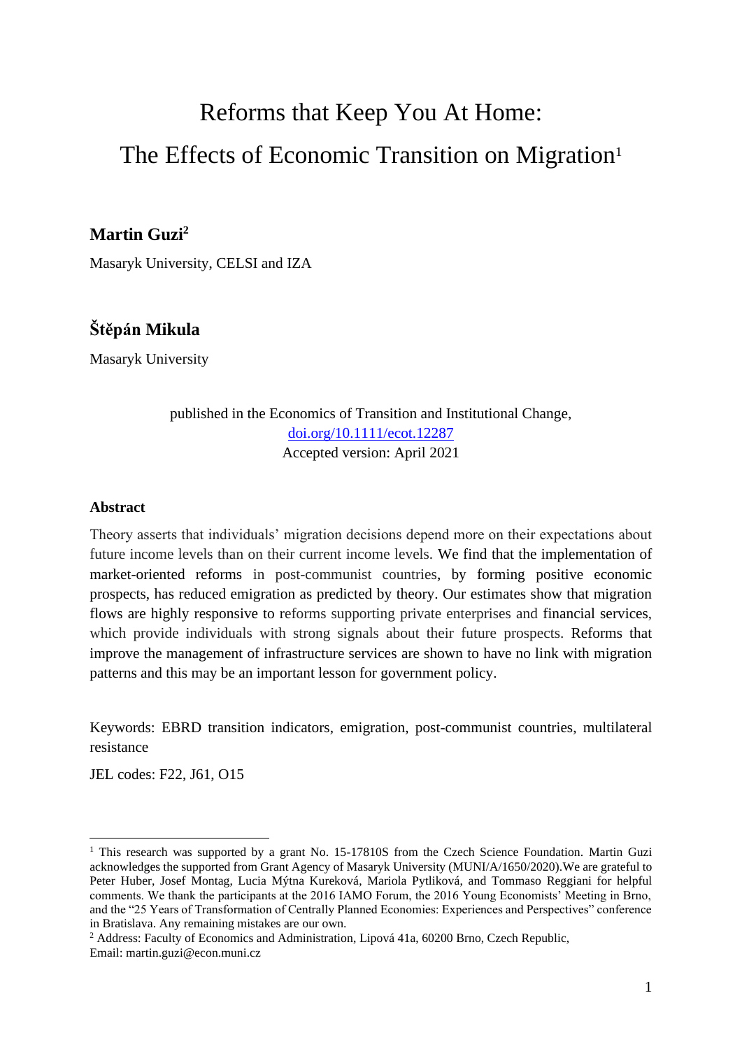# Reforms that Keep You At Home: The Effects of Economic Transition on Migration[1]

**Martin Guzi[2]**

Masaryk University, CELSI and IZA

**Štěpán Mikula**

Masaryk University

published in the Economics of Transition and Institutional Change,
doi.org/10.1111/ecot.12287
Accepted version: April 2021

#### Abstract

Theory asserts that individuals' migration decisions depend more on their expectations about future income levels than on their current income levels. We find that the implementation of market-oriented reforms in post-communist countries, by forming positive economic prospects, has reduced emigration as predicted by theory. Our estimates show that migration flows are highly responsive to reforms supporting private enterprises and financial services, which provide individuals with strong signals about their future prospects. Reforms that improve the management of infrastructure services are shown to have no link with migration patterns and this may be an important lesson for government policy.

Keywords: EBRD transition indicators, emigration, post-communist countries, multilateral resistance

JEL codes: F22, J61, O15

---

[1] This research was supported by a grant No. 15-17810S from the Czech Science Foundation. Martin Guzi acknowledges the supported from Grant Agency of Masaryk University (MUNI/A/1650/2020).We are grateful to Peter Huber, Josef Montag, Lucia Mýtna Kureková, Mariola Pytliková, and Tommaso Reggiani for helpful comments. We thank the participants at the 2016 IAMO Forum, the 2016 Young Economists' Meeting in Brno, and the "25 Years of Transformation of Centrally Planned Economies: Experiences and Perspectives" conference in Bratislava. Any remaining mistakes are our own.

[2] Address: Faculty of Economics and Administration, Lipová 41a, 60200 Brno, Czech Republic, Email: martin.guzi@econ.muni.cz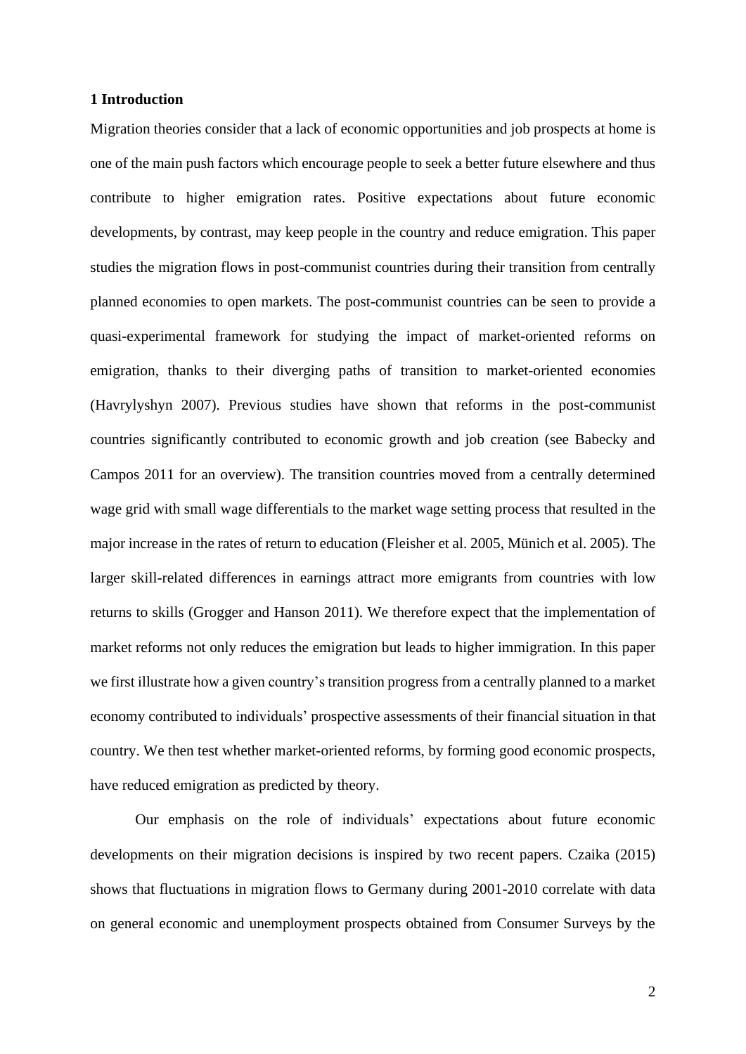## 1 Introduction

Migration theories consider that a lack of economic opportunities and job prospects at home is one of the main push factors which encourage people to seek a better future elsewhere and thus contribute to higher emigration rates. Positive expectations about future economic developments, by contrast, may keep people in the country and reduce emigration. This paper studies the migration flows in post-communist countries during their transition from centrally planned economies to open markets. The post-communist countries can be seen to provide a quasi-experimental framework for studying the impact of market-oriented reforms on emigration, thanks to their diverging paths of transition to market-oriented economies (Havrylyshyn 2007). Previous studies have shown that reforms in the post-communist countries significantly contributed to economic growth and job creation (see Babecky and Campos 2011 for an overview). The transition countries moved from a centrally determined wage grid with small wage differentials to the market wage setting process that resulted in the major increase in the rates of return to education (Fleisher et al. 2005, Münich et al. 2005). The larger skill-related differences in earnings attract more emigrants from countries with low returns to skills (Grogger and Hanson 2011). We therefore expect that the implementation of market reforms not only reduces the emigration but leads to higher immigration. In this paper we first illustrate how a given country's transition progress from a centrally planned to a market economy contributed to individuals' prospective assessments of their financial situation in that country. We then test whether market-oriented reforms, by forming good economic prospects, have reduced emigration as predicted by theory.

Our emphasis on the role of individuals' expectations about future economic developments on their migration decisions is inspired by two recent papers. Czaika (2015) shows that fluctuations in migration flows to Germany during 2001-2010 correlate with data on general economic and unemployment prospects obtained from Consumer Surveys by the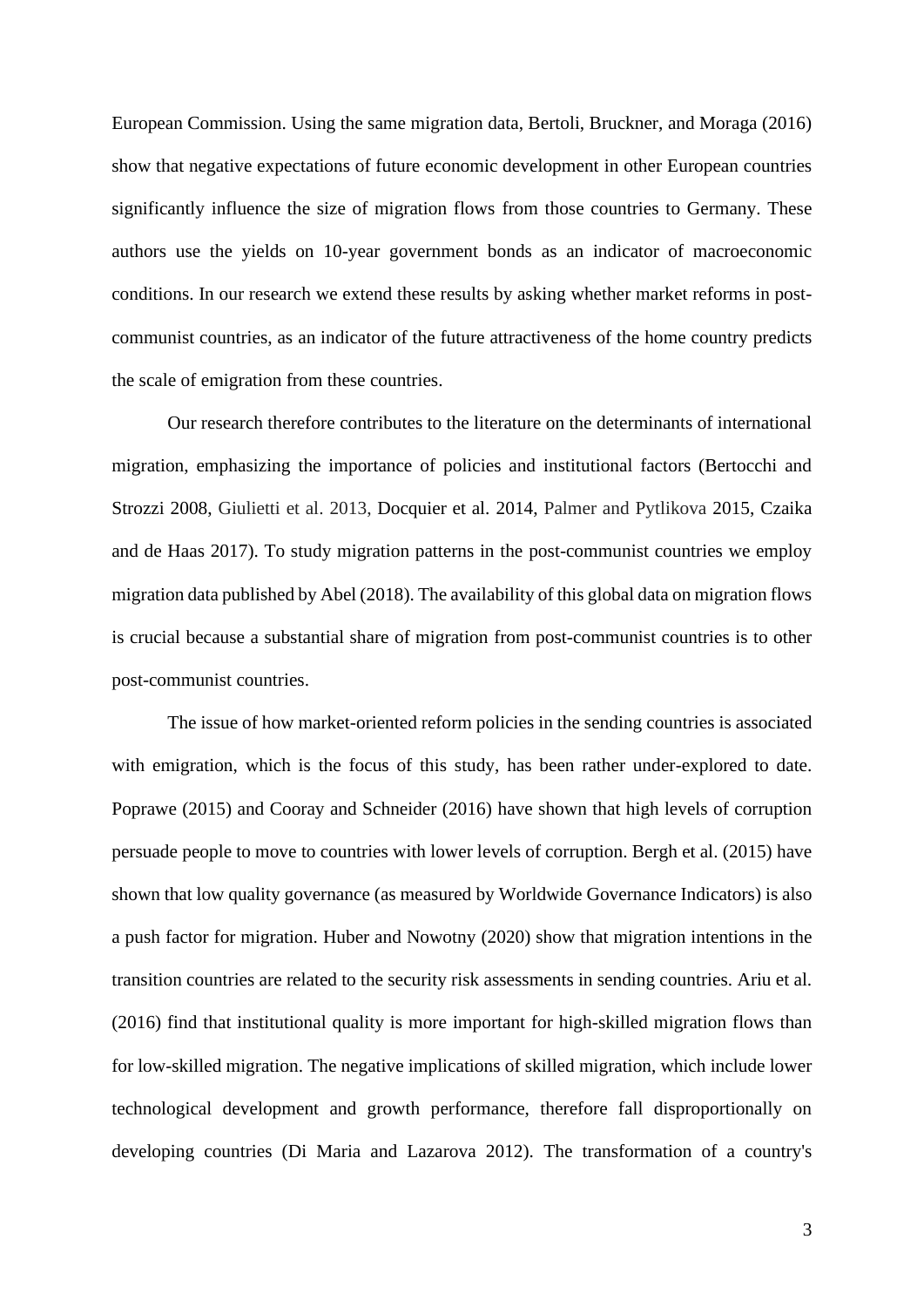European Commission. Using the same migration data, Bertoli, Bruckner, and Moraga (2016) show that negative expectations of future economic development in other European countries significantly influence the size of migration flows from those countries to Germany. These authors use the yields on 10-year government bonds as an indicator of macroeconomic conditions. In our research we extend these results by asking whether market reforms in post-communist countries, as an indicator of the future attractiveness of the home country predicts the scale of emigration from these countries.

Our research therefore contributes to the literature on the determinants of international migration, emphasizing the importance of policies and institutional factors (Bertocchi and Strozzi 2008, Giulietti et al. 2013, Docquier et al. 2014, Palmer and Pytlikova 2015, Czaika and de Haas 2017). To study migration patterns in the post-communist countries we employ migration data published by Abel (2018). The availability of this global data on migration flows is crucial because a substantial share of migration from post-communist countries is to other post-communist countries.

The issue of how market-oriented reform policies in the sending countries is associated with emigration, which is the focus of this study, has been rather under-explored to date. Poprawe (2015) and Cooray and Schneider (2016) have shown that high levels of corruption persuade people to move to countries with lower levels of corruption. Bergh et al. (2015) have shown that low quality governance (as measured by Worldwide Governance Indicators) is also a push factor for migration. Huber and Nowotny (2020) show that migration intentions in the transition countries are related to the security risk assessments in sending countries. Ariu et al. (2016) find that institutional quality is more important for high-skilled migration flows than for low-skilled migration. The negative implications of skilled migration, which include lower technological development and growth performance, therefore fall disproportionally on developing countries (Di Maria and Lazarova 2012). The transformation of a country's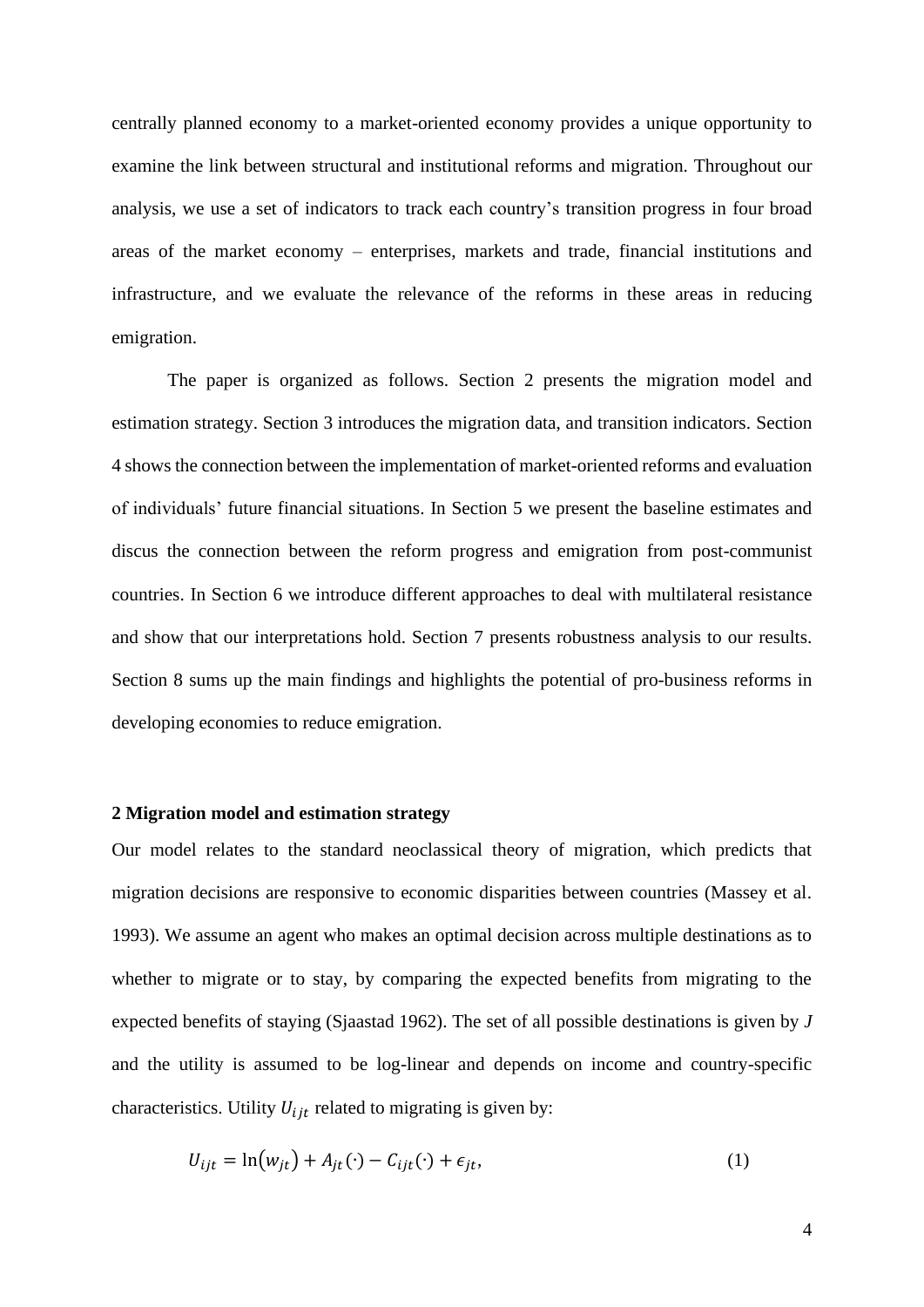centrally planned economy to a market-oriented economy provides a unique opportunity to examine the link between structural and institutional reforms and migration. Throughout our analysis, we use a set of indicators to track each country's transition progress in four broad areas of the market economy – enterprises, markets and trade, financial institutions and infrastructure, and we evaluate the relevance of the reforms in these areas in reducing emigration.

The paper is organized as follows. Section 2 presents the migration model and estimation strategy. Section 3 introduces the migration data, and transition indicators. Section 4 shows the connection between the implementation of market-oriented reforms and evaluation of individuals' future financial situations. In Section 5 we present the baseline estimates and discus the connection between the reform progress and emigration from post-communist countries. In Section 6 we introduce different approaches to deal with multilateral resistance and show that our interpretations hold. Section 7 presents robustness analysis to our results. Section 8 sums up the main findings and highlights the potential of pro-business reforms in developing economies to reduce emigration.

## 2 Migration model and estimation strategy

Our model relates to the standard neoclassical theory of migration, which predicts that migration decisions are responsive to economic disparities between countries (Massey et al. 1993). We assume an agent who makes an optimal decision across multiple destinations as to whether to migrate or to stay, by comparing the expected benefits from migrating to the expected benefits of staying (Sjaastad 1962). The set of all possible destinations is given by *J* and the utility is assumed to be log-linear and depends on income and country-specific characteristics. Utility $U_{ijt}$ related to migrating is given by:

$$U_{ijt} = \ln(w_{jt}) + A_{jt}(\cdot) - C_{ijt}(\cdot) + \epsilon_{jt}, \tag{1}$$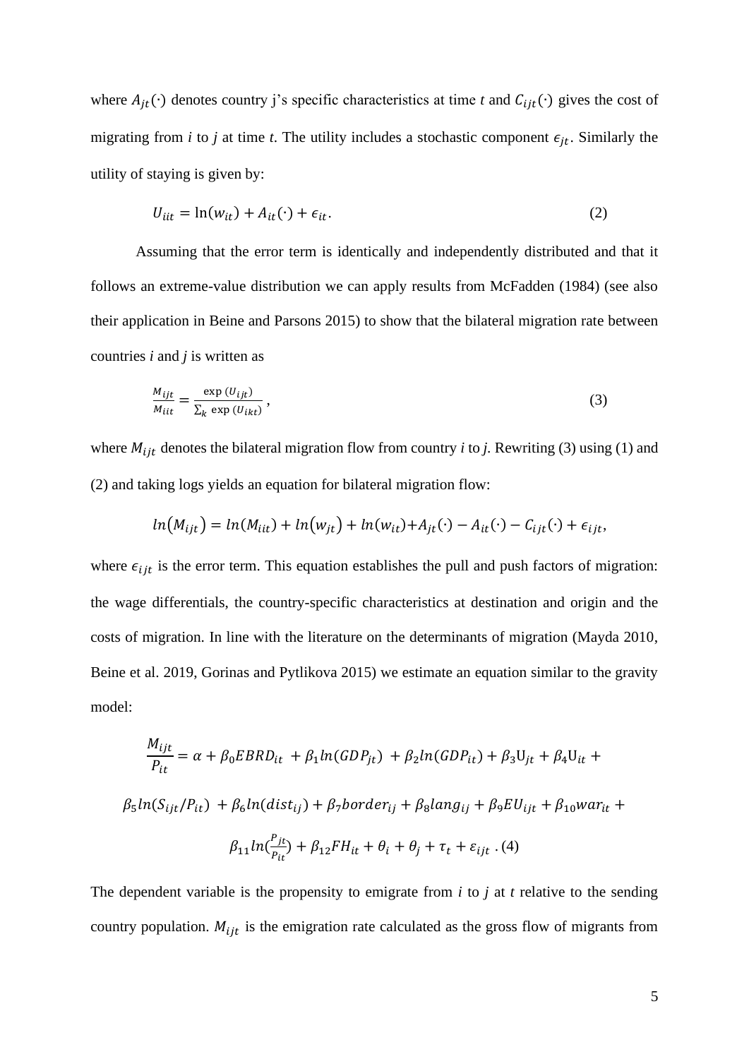where $A_{jt}(\cdot)$ denotes country j's specific characteristics at time *t* and $C_{ijt}(\cdot)$ gives the cost of migrating from *i* to *j* at time *t*. The utility includes a stochastic component $\epsilon_{jt}$. Similarly the utility of staying is given by:

$$U_{iit} = \ln(w_{it}) + A_{it}(\cdot) + \epsilon_{it}. \tag{2}$$

Assuming that the error term is identically and independently distributed and that it follows an extreme-value distribution we can apply results from McFadden (1984) (see also their application in Beine and Parsons 2015) to show that the bilateral migration rate between countries *i* and *j* is written as

$$\frac{M_{ijt}}{M_{iit}} = \frac{\exp(U_{ijt})}{\sum_k \exp(U_{ikt})}\,, \tag{3}$$

where $M_{ijt}$ denotes the bilateral migration flow from country *i* to *j*. Rewriting (3) using (1) and (2) and taking logs yields an equation for bilateral migration flow:

$$ln(M_{ijt}) = ln(M_{iit}) + ln(w_{jt}) + ln(w_{it}) + A_{jt}(\cdot) - A_{it}(\cdot) - C_{ijt}(\cdot) + \epsilon_{ijt},$$

where $\epsilon_{ijt}$ is the error term. This equation establishes the pull and push factors of migration: the wage differentials, the country-specific characteristics at destination and origin and the costs of migration. In line with the literature on the determinants of migration (Mayda 2010, Beine et al. 2019, Gorinas and Pytlikova 2015) we estimate an equation similar to the gravity model:

$$\frac{M_{ijt}}{P_{it}} = \alpha + \beta_0 EBRD_{it} + \beta_1 ln(GDP_{jt}) + \beta_2 ln(GDP_{it}) + \beta_3 U_{jt} + \beta_4 U_{it} +$$

$$\beta_5 ln(S_{ijt}/P_{it}) + \beta_6 ln(dist_{ij}) + \beta_7 border_{ij} + \beta_8 lang_{ij} + \beta_9 EU_{ijt} + \beta_{10} war_{it} +$$

$$\beta_{11} ln(\frac{P_{jt}}{P_{it}}) + \beta_{12} FH_{it} + \theta_i + \theta_j + \tau_t + \varepsilon_{ijt}\ . \tag{4}$$

The dependent variable is the propensity to emigrate from *i* to *j* at *t* relative to the sending country population. $M_{ijt}$ is the emigration rate calculated as the gross flow of migrants from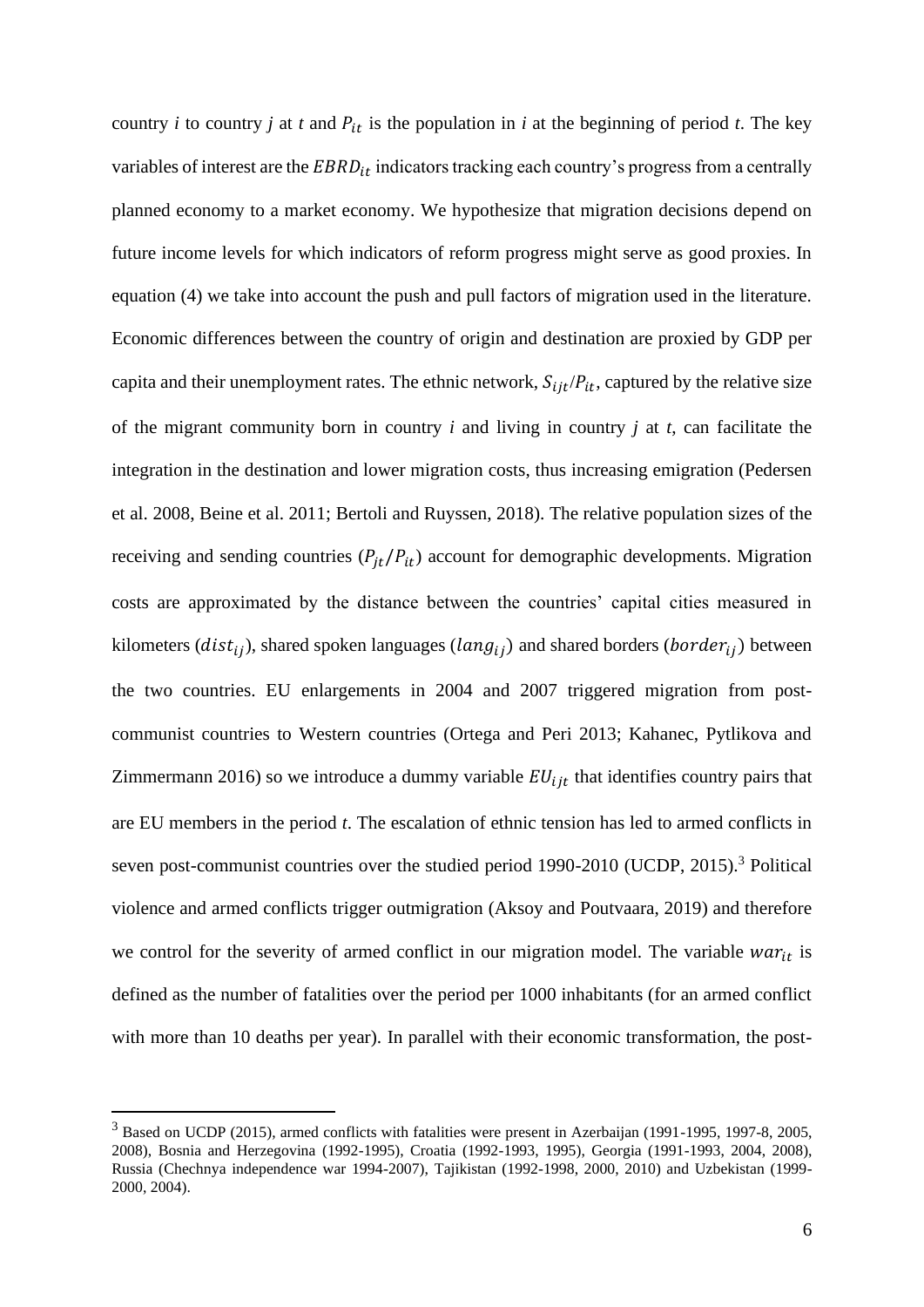country *i* to country *j* at *t* and $P_{it}$ is the population in *i* at the beginning of period *t*. The key variables of interest are the $EBRD_{it}$ indicators tracking each country's progress from a centrally planned economy to a market economy. We hypothesize that migration decisions depend on future income levels for which indicators of reform progress might serve as good proxies. In equation (4) we take into account the push and pull factors of migration used in the literature. Economic differences between the country of origin and destination are proxied by GDP per capita and their unemployment rates. The ethnic network, $S_{ijt}/P_{it}$, captured by the relative size of the migrant community born in country *i* and living in country *j* at *t*, can facilitate the integration in the destination and lower migration costs, thus increasing emigration (Pedersen et al. 2008, Beine et al. 2011; Bertoli and Ruyssen, 2018). The relative population sizes of the receiving and sending countries ($P_{jt}/P_{it}$) account for demographic developments. Migration costs are approximated by the distance between the countries' capital cities measured in kilometers ($dist_{ij}$), shared spoken languages ($lang_{ij}$) and shared borders ($border_{ij}$) between the two countries. EU enlargements in 2004 and 2007 triggered migration from post-communist countries to Western countries (Ortega and Peri 2013; Kahanec, Pytlikova and Zimmermann 2016) so we introduce a dummy variable $EU_{ijt}$ that identifies country pairs that are EU members in the period *t*. The escalation of ethnic tension has led to armed conflicts in seven post-communist countries over the studied period 1990-2010 (UCDP, 2015).[3] Political violence and armed conflicts trigger outmigration (Aksoy and Poutvaara, 2019) and therefore we control for the severity of armed conflict in our migration model. The variable $war_{it}$ is defined as the number of fatalities over the period per 1000 inhabitants (for an armed conflict with more than 10 deaths per year). In parallel with their economic transformation, the post-

[3] Based on UCDP (2015), armed conflicts with fatalities were present in Azerbaijan (1991-1995, 1997-8, 2005, 2008), Bosnia and Herzegovina (1992-1995), Croatia (1992-1993, 1995), Georgia (1991-1993, 2004, 2008), Russia (Chechnya independence war 1994-2007), Tajikistan (1992-1998, 2000, 2010) and Uzbekistan (1999-2000, 2004).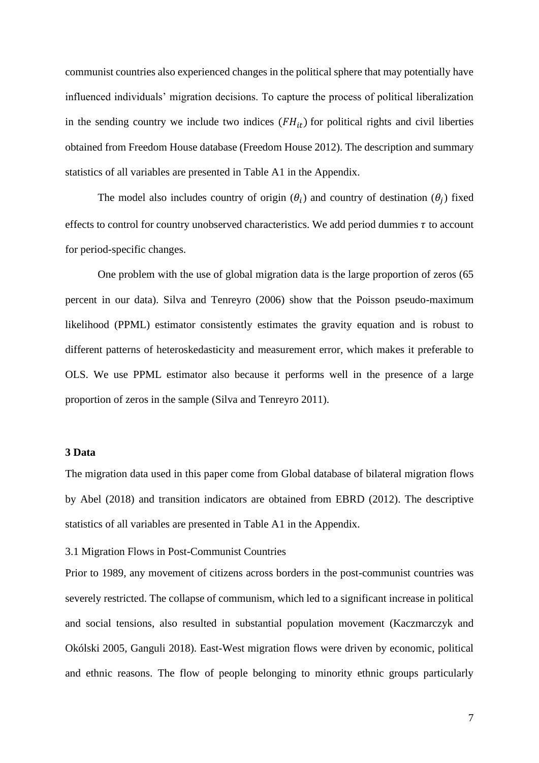communist countries also experienced changes in the political sphere that may potentially have influenced individuals' migration decisions. To capture the process of political liberalization in the sending country we include two indices ($FH_{it}$) for political rights and civil liberties obtained from Freedom House database (Freedom House 2012). The description and summary statistics of all variables are presented in Table A1 in the Appendix.

The model also includes country of origin ($\theta_i$) and country of destination ($\theta_j$) fixed effects to control for country unobserved characteristics. We add period dummies $\tau$ to account for period-specific changes.

One problem with the use of global migration data is the large proportion of zeros (65 percent in our data). Silva and Tenreyro (2006) show that the Poisson pseudo-maximum likelihood (PPML) estimator consistently estimates the gravity equation and is robust to different patterns of heteroskedasticity and measurement error, which makes it preferable to OLS. We use PPML estimator also because it performs well in the presence of a large proportion of zeros in the sample (Silva and Tenreyro 2011).

## 3 Data

The migration data used in this paper come from Global database of bilateral migration flows by Abel (2018) and transition indicators are obtained from EBRD (2012). The descriptive statistics of all variables are presented in Table A1 in the Appendix.

### 3.1 Migration Flows in Post-Communist Countries

Prior to 1989, any movement of citizens across borders in the post-communist countries was severely restricted. The collapse of communism, which led to a significant increase in political and social tensions, also resulted in substantial population movement (Kaczmarczyk and Okólski 2005, Ganguli 2018). East-West migration flows were driven by economic, political and ethnic reasons. The flow of people belonging to minority ethnic groups particularly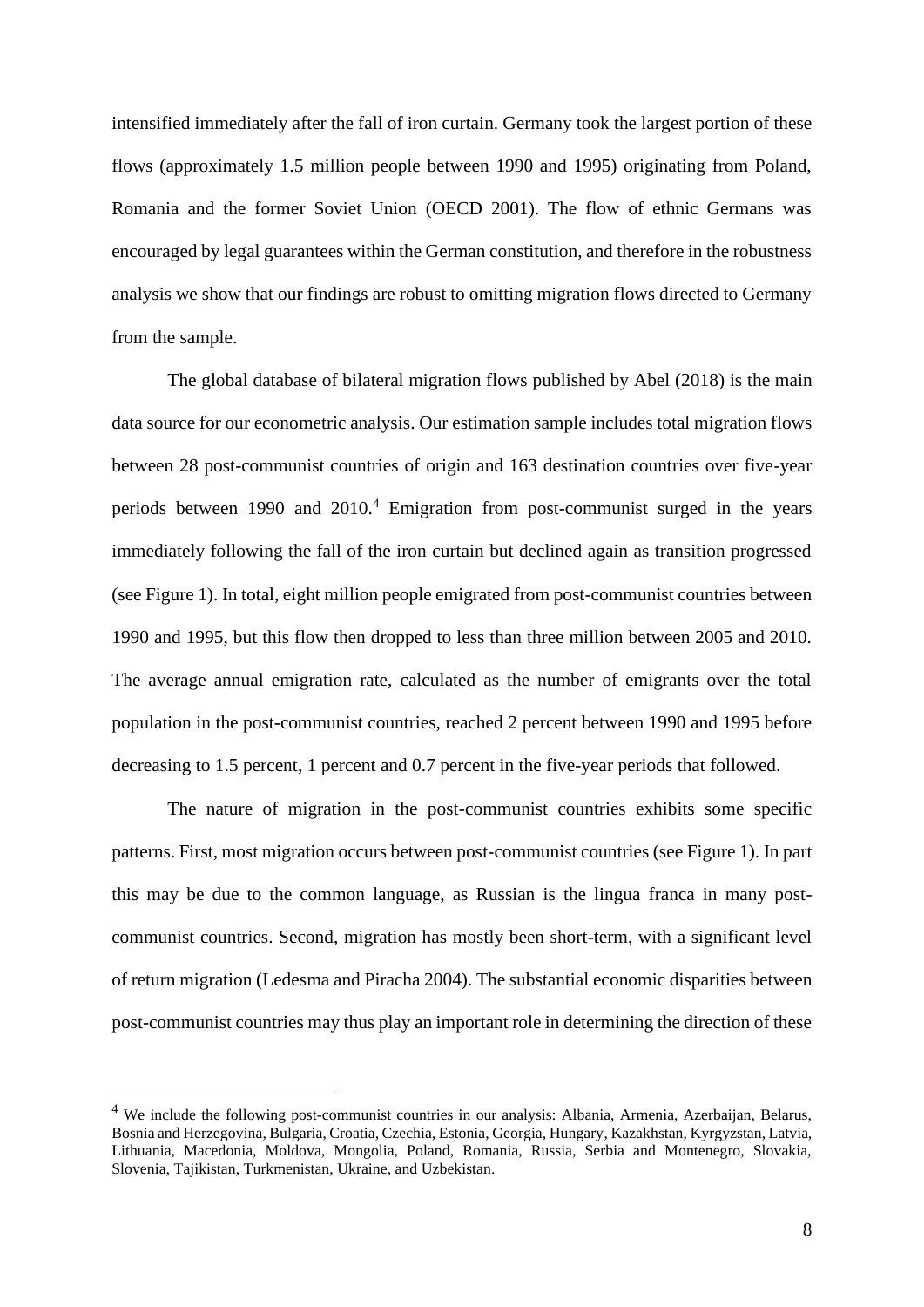intensified immediately after the fall of iron curtain. Germany took the largest portion of these flows (approximately 1.5 million people between 1990 and 1995) originating from Poland, Romania and the former Soviet Union (OECD 2001). The flow of ethnic Germans was encouraged by legal guarantees within the German constitution, and therefore in the robustness analysis we show that our findings are robust to omitting migration flows directed to Germany from the sample.

The global database of bilateral migration flows published by Abel (2018) is the main data source for our econometric analysis. Our estimation sample includes total migration flows between 28 post-communist countries of origin and 163 destination countries over five-year periods between 1990 and 2010.[4] Emigration from post-communist surged in the years immediately following the fall of the iron curtain but declined again as transition progressed (see Figure 1). In total, eight million people emigrated from post-communist countries between 1990 and 1995, but this flow then dropped to less than three million between 2005 and 2010. The average annual emigration rate, calculated as the number of emigrants over the total population in the post-communist countries, reached 2 percent between 1990 and 1995 before decreasing to 1.5 percent, 1 percent and 0.7 percent in the five-year periods that followed.

The nature of migration in the post-communist countries exhibits some specific patterns. First, most migration occurs between post-communist countries (see Figure 1). In part this may be due to the common language, as Russian is the lingua franca in many post-communist countries. Second, migration has mostly been short-term, with a significant level of return migration (Ledesma and Piracha 2004). The substantial economic disparities between post-communist countries may thus play an important role in determining the direction of these

[4] We include the following post-communist countries in our analysis: Albania, Armenia, Azerbaijan, Belarus, Bosnia and Herzegovina, Bulgaria, Croatia, Czechia, Estonia, Georgia, Hungary, Kazakhstan, Kyrgyzstan, Latvia, Lithuania, Macedonia, Moldova, Mongolia, Poland, Romania, Russia, Serbia and Montenegro, Slovakia, Slovenia, Tajikistan, Turkmenistan, Ukraine, and Uzbekistan.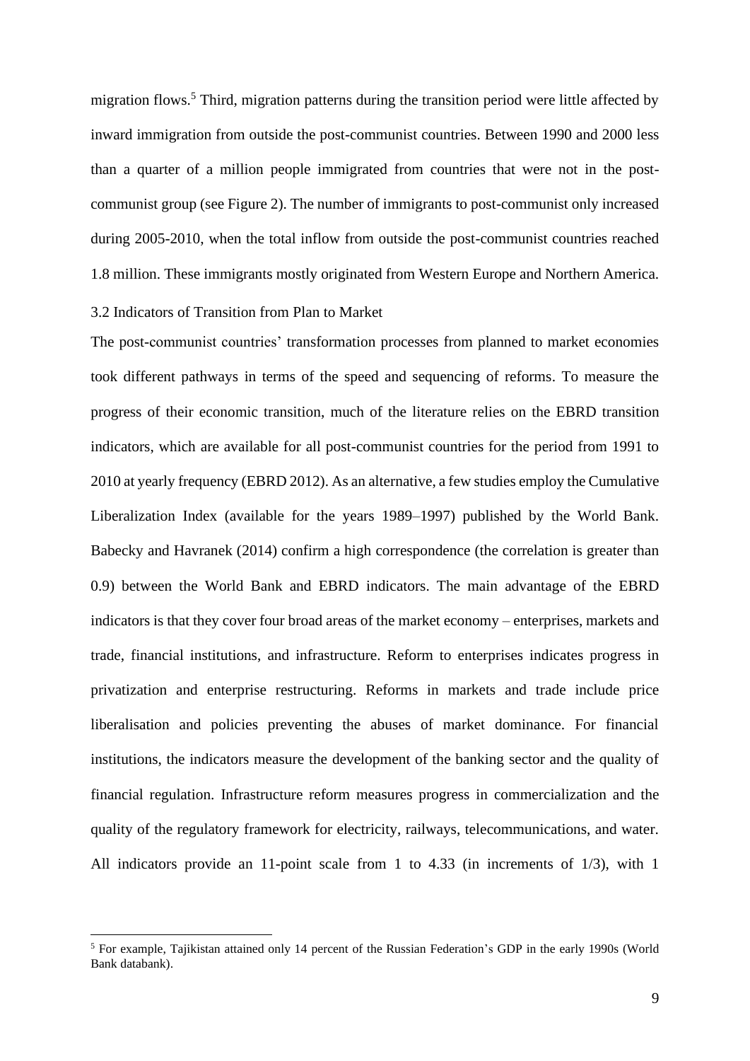migration flows.[5] Third, migration patterns during the transition period were little affected by inward immigration from outside the post-communist countries. Between 1990 and 2000 less than a quarter of a million people immigrated from countries that were not in the post-communist group (see Figure 2). The number of immigrants to post-communist only increased during 2005-2010, when the total inflow from outside the post-communist countries reached 1.8 million. These immigrants mostly originated from Western Europe and Northern America.

### 3.2 Indicators of Transition from Plan to Market

The post-communist countries' transformation processes from planned to market economies took different pathways in terms of the speed and sequencing of reforms. To measure the progress of their economic transition, much of the literature relies on the EBRD transition indicators, which are available for all post-communist countries for the period from 1991 to 2010 at yearly frequency (EBRD 2012). As an alternative, a few studies employ the Cumulative Liberalization Index (available for the years 1989–1997) published by the World Bank. Babecky and Havranek (2014) confirm a high correspondence (the correlation is greater than 0.9) between the World Bank and EBRD indicators. The main advantage of the EBRD indicators is that they cover four broad areas of the market economy – enterprises, markets and trade, financial institutions, and infrastructure. Reform to enterprises indicates progress in privatization and enterprise restructuring. Reforms in markets and trade include price liberalisation and policies preventing the abuses of market dominance. For financial institutions, the indicators measure the development of the banking sector and the quality of financial regulation. Infrastructure reform measures progress in commercialization and the quality of the regulatory framework for electricity, railways, telecommunications, and water. All indicators provide an 11-point scale from 1 to 4.33 (in increments of 1/3), with 1

[5] For example, Tajikistan attained only 14 percent of the Russian Federation's GDP in the early 1990s (World Bank databank).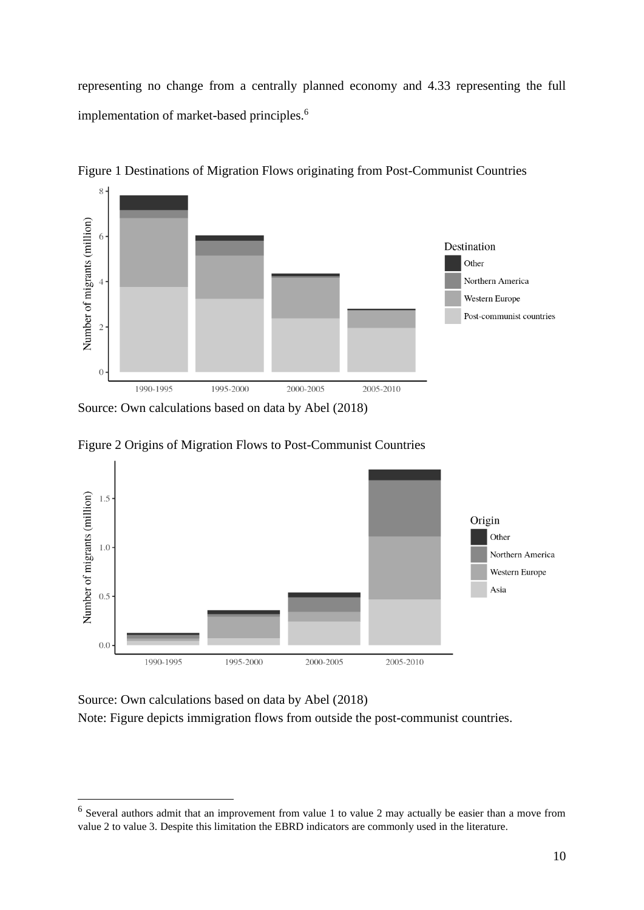representing no change from a centrally planned economy and 4.33 representing the full implementation of market-based principles.[6]

Figure 1 Destinations of Migration Flows originating from Post-Communist Countries

Source: Own calculations based on data by Abel (2018)

Figure 2 Origins of Migration Flows to Post-Communist Countries

Source: Own calculations based on data by Abel (2018)

Note: Figure depicts immigration flows from outside the post-communist countries.

[6] Several authors admit that an improvement from value 1 to value 2 may actually be easier than a move from value 2 to value 3. Despite this limitation the EBRD indicators are commonly used in the literature.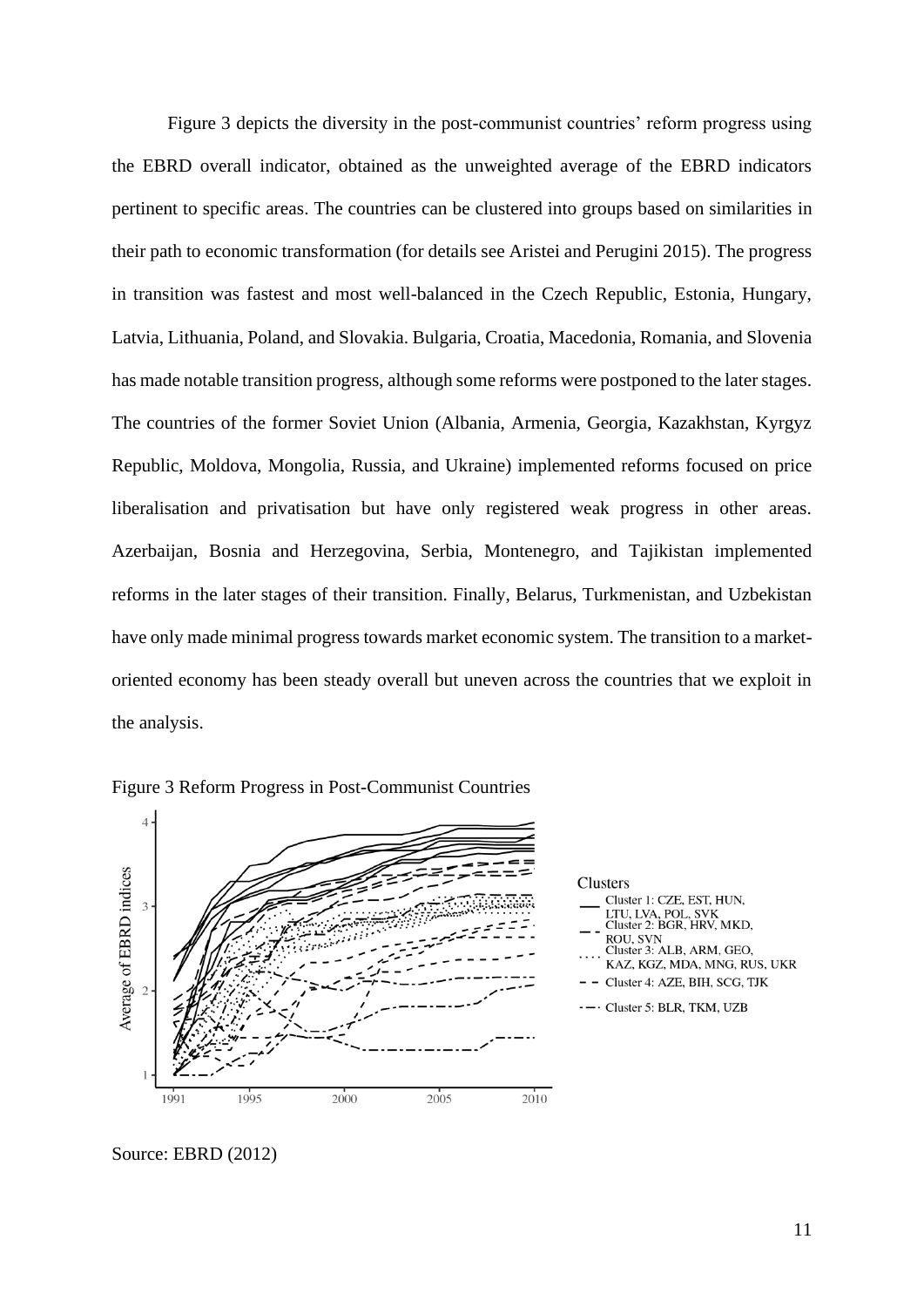Figure 3 depicts the diversity in the post-communist countries' reform progress using the EBRD overall indicator, obtained as the unweighted average of the EBRD indicators pertinent to specific areas. The countries can be clustered into groups based on similarities in their path to economic transformation (for details see Aristei and Perugini 2015). The progress in transition was fastest and most well-balanced in the Czech Republic, Estonia, Hungary, Latvia, Lithuania, Poland, and Slovakia. Bulgaria, Croatia, Macedonia, Romania, and Slovenia has made notable transition progress, although some reforms were postponed to the later stages. The countries of the former Soviet Union (Albania, Armenia, Georgia, Kazakhstan, Kyrgyz Republic, Moldova, Mongolia, Russia, and Ukraine) implemented reforms focused on price liberalisation and privatisation but have only registered weak progress in other areas. Azerbaijan, Bosnia and Herzegovina, Serbia, Montenegro, and Tajikistan implemented reforms in the later stages of their transition. Finally, Belarus, Turkmenistan, and Uzbekistan have only made minimal progress towards market economic system. The transition to a market-oriented economy has been steady overall but uneven across the countries that we exploit in the analysis.

Figure 3 Reform Progress in Post-Communist Countries

Source: EBRD (2012)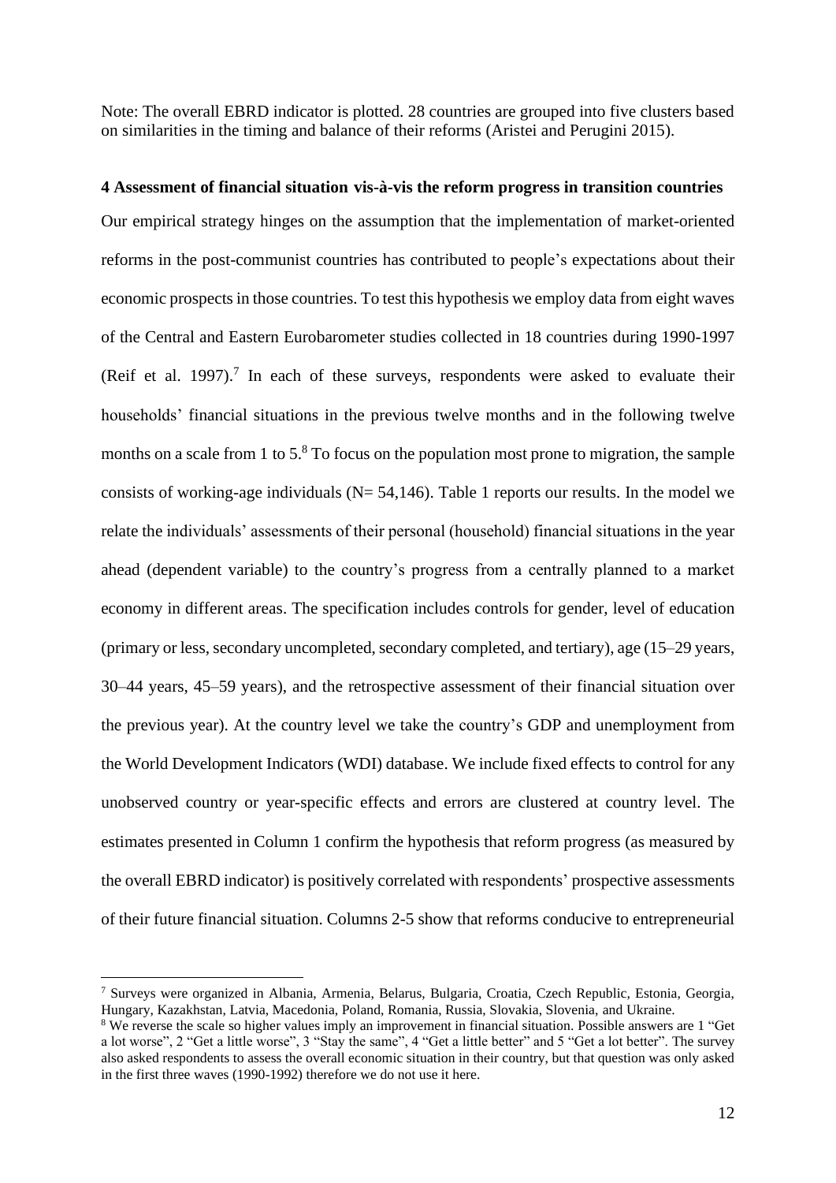Note: The overall EBRD indicator is plotted. 28 countries are grouped into five clusters based on similarities in the timing and balance of their reforms (Aristei and Perugini 2015).

### 4 Assessment of financial situation vis-à-vis the reform progress in transition countries

Our empirical strategy hinges on the assumption that the implementation of market-oriented reforms in the post-communist countries has contributed to people's expectations about their economic prospects in those countries. To test this hypothesis we employ data from eight waves of the Central and Eastern Eurobarometer studies collected in 18 countries during 1990-1997 (Reif et al. 1997).[7] In each of these surveys, respondents were asked to evaluate their households' financial situations in the previous twelve months and in the following twelve months on a scale from 1 to 5.[8] To focus on the population most prone to migration, the sample consists of working-age individuals (N= 54,146). Table 1 reports our results. In the model we relate the individuals' assessments of their personal (household) financial situations in the year ahead (dependent variable) to the country's progress from a centrally planned to a market economy in different areas. The specification includes controls for gender, level of education (primary or less, secondary uncompleted, secondary completed, and tertiary), age (15–29 years, 30–44 years, 45–59 years), and the retrospective assessment of their financial situation over the previous year). At the country level we take the country's GDP and unemployment from the World Development Indicators (WDI) database. We include fixed effects to control for any unobserved country or year-specific effects and errors are clustered at country level. The estimates presented in Column 1 confirm the hypothesis that reform progress (as measured by the overall EBRD indicator) is positively correlated with respondents' prospective assessments of their future financial situation. Columns 2-5 show that reforms conducive to entrepreneurial

[7] Surveys were organized in Albania, Armenia, Belarus, Bulgaria, Croatia, Czech Republic, Estonia, Georgia, Hungary, Kazakhstan, Latvia, Macedonia, Poland, Romania, Russia, Slovakia, Slovenia, and Ukraine.

[8] We reverse the scale so higher values imply an improvement in financial situation. Possible answers are 1 "Get a lot worse", 2 "Get a little worse", 3 "Stay the same", 4 "Get a little better" and 5 "Get a lot better". The survey also asked respondents to assess the overall economic situation in their country, but that question was only asked in the first three waves (1990-1992) therefore we do not use it here.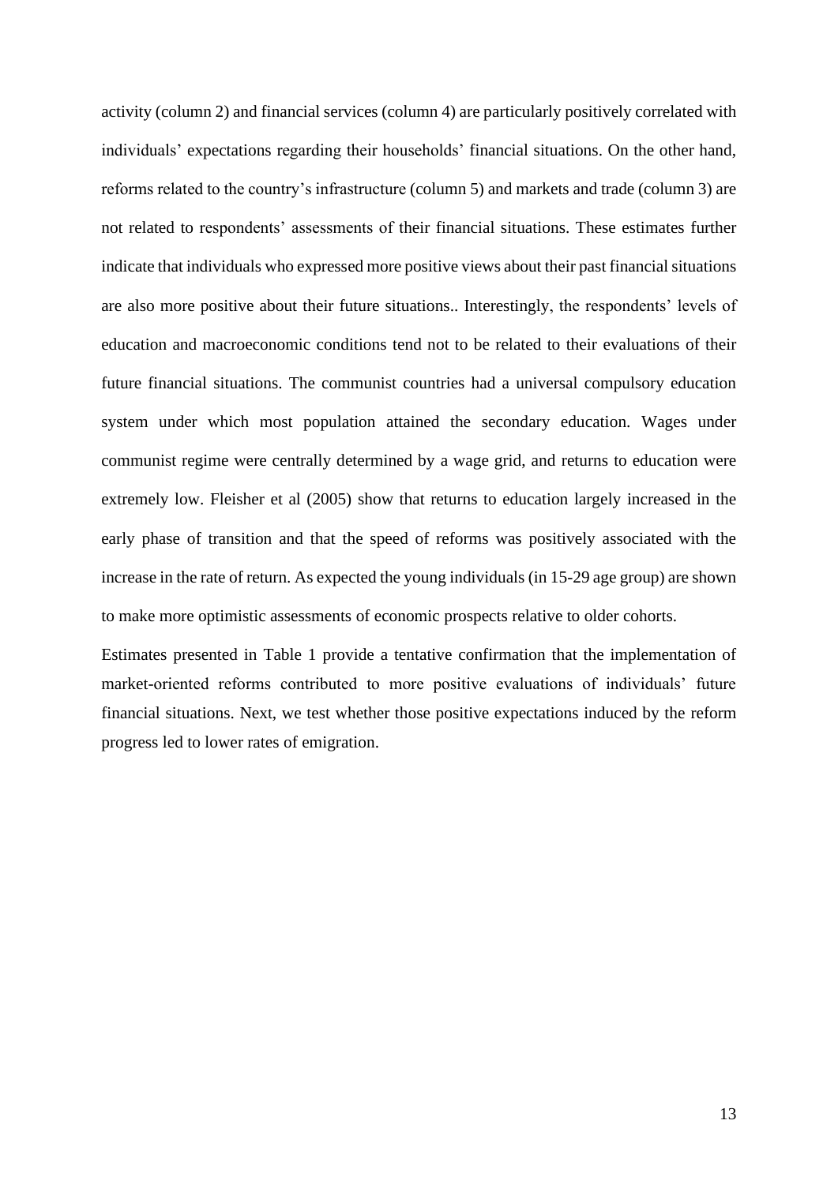activity (column 2) and financial services (column 4) are particularly positively correlated with individuals' expectations regarding their households' financial situations. On the other hand, reforms related to the country's infrastructure (column 5) and markets and trade (column 3) are not related to respondents' assessments of their financial situations. These estimates further indicate that individuals who expressed more positive views about their past financial situations are also more positive about their future situations.. Interestingly, the respondents' levels of education and macroeconomic conditions tend not to be related to their evaluations of their future financial situations. The communist countries had a universal compulsory education system under which most population attained the secondary education. Wages under communist regime were centrally determined by a wage grid, and returns to education were extremely low. Fleisher et al (2005) show that returns to education largely increased in the early phase of transition and that the speed of reforms was positively associated with the increase in the rate of return. As expected the young individuals (in 15-29 age group) are shown to make more optimistic assessments of economic prospects relative to older cohorts.

Estimates presented in Table 1 provide a tentative confirmation that the implementation of market-oriented reforms contributed to more positive evaluations of individuals' future financial situations. Next, we test whether those positive expectations induced by the reform progress led to lower rates of emigration.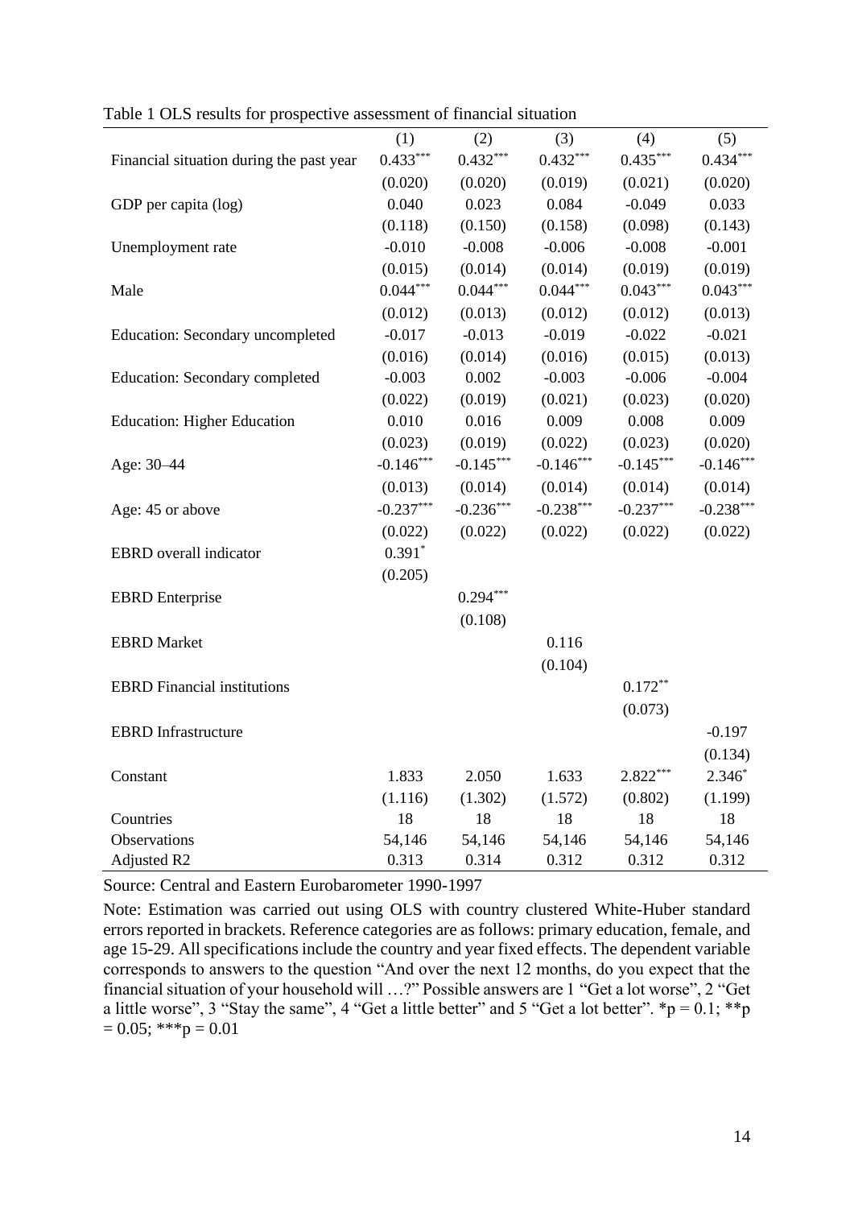Table 1 OLS results for prospective assessment of financial situation

| | (1) | (2) | (3) | (4) | (5) |
|---|---|---|---|---|---|
| Financial situation during the past year | $0.433^{***}$ | $0.432^{***}$ | $0.432^{***}$ | $0.435^{***}$ | $0.434^{***}$ |
| | (0.020) | (0.020) | (0.019) | (0.021) | (0.020) |
| GDP per capita (log) | 0.040 | 0.023 | 0.084 | -0.049 | 0.033 |
| | (0.118) | (0.150) | (0.158) | (0.098) | (0.143) |
| Unemployment rate | -0.010 | -0.008 | -0.006 | -0.008 | -0.001 |
| | (0.015) | (0.014) | (0.014) | (0.019) | (0.019) |
| Male | $0.044^{***}$ | $0.044^{***}$ | $0.044^{***}$ | $0.043^{***}$ | $0.043^{***}$ |
| | (0.012) | (0.013) | (0.012) | (0.012) | (0.013) |
| Education: Secondary uncompleted | -0.017 | -0.013 | -0.019 | -0.022 | -0.021 |
| | (0.016) | (0.014) | (0.016) | (0.015) | (0.013) |
| Education: Secondary completed | -0.003 | 0.002 | -0.003 | -0.006 | -0.004 |
| | (0.022) | (0.019) | (0.021) | (0.023) | (0.020) |
| Education: Higher Education | 0.010 | 0.016 | 0.009 | 0.008 | 0.009 |
| | (0.023) | (0.019) | (0.022) | (0.023) | (0.020) |
| Age: 30–44 | $-0.146^{***}$ | $-0.145^{***}$ | $-0.146^{***}$ | $-0.145^{***}$ | $-0.146^{***}$ |
| | (0.013) | (0.014) | (0.014) | (0.014) | (0.014) |
| Age: 45 or above | $-0.237^{***}$ | $-0.236^{***}$ | $-0.238^{***}$ | $-0.237^{***}$ | $-0.238^{***}$ |
| | (0.022) | (0.022) | (0.022) | (0.022) | (0.022) |
| EBRD overall indicator | $0.391^{*}$ | | | | |
| | (0.205) | | | | |
| EBRD Enterprise | | $0.294^{***}$ | | | |
| | | (0.108) | | | |
| EBRD Market | | | 0.116 | | |
| | | | (0.104) | | |
| EBRD Financial institutions | | | | $0.172^{**}$ | |
| | | | | (0.073) | |
| EBRD Infrastructure | | | | | -0.197 |
| | | | | | (0.134) |
| Constant | 1.833 | 2.050 | 1.633 | $2.822^{***}$ | $2.346^{*}$ |
| | (1.116) | (1.302) | (1.572) | (0.802) | (1.199) |
| Countries | 18 | 18 | 18 | 18 | 18 |
| Observations | 54,146 | 54,146 | 54,146 | 54,146 | 54,146 |
| Adjusted R2 | 0.313 | 0.314 | 0.312 | 0.312 | 0.312 |

Source: Central and Eastern Eurobarometer 1990-1997

Note: Estimation was carried out using OLS with country clustered White-Huber standard errors reported in brackets. Reference categories are as follows: primary education, female, and age 15-29. All specifications include the country and year fixed effects. The dependent variable corresponds to answers to the question "And over the next 12 months, do you expect that the financial situation of your household will …?" Possible answers are 1 "Get a lot worse", 2 "Get a little worse", 3 "Stay the same", 4 "Get a little better" and 5 "Get a lot better". *p = 0.1; **p = 0.05; ***p = 0.01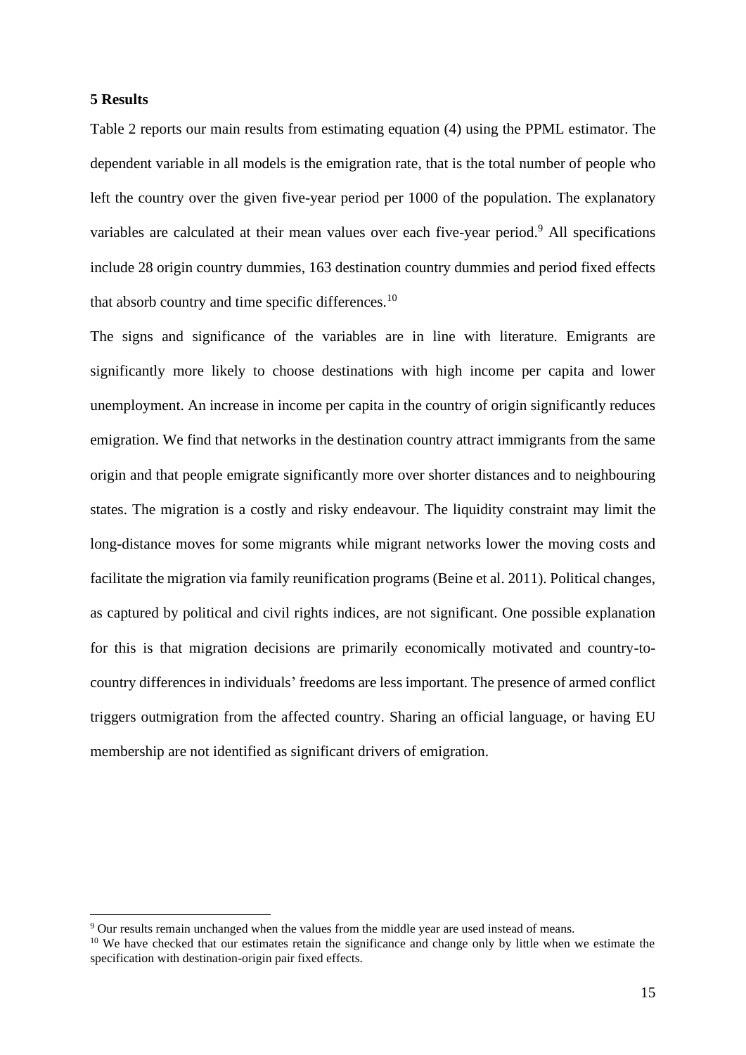## 5 Results

Table 2 reports our main results from estimating equation (4) using the PPML estimator. The dependent variable in all models is the emigration rate, that is the total number of people who left the country over the given five-year period per 1000 of the population. The explanatory variables are calculated at their mean values over each five-year period.[9] All specifications include 28 origin country dummies, 163 destination country dummies and period fixed effects that absorb country and time specific differences.[10]

The signs and significance of the variables are in line with literature. Emigrants are significantly more likely to choose destinations with high income per capita and lower unemployment. An increase in income per capita in the country of origin significantly reduces emigration. We find that networks in the destination country attract immigrants from the same origin and that people emigrate significantly more over shorter distances and to neighbouring states. The migration is a costly and risky endeavour. The liquidity constraint may limit the long-distance moves for some migrants while migrant networks lower the moving costs and facilitate the migration via family reunification programs (Beine et al. 2011). Political changes, as captured by political and civil rights indices, are not significant. One possible explanation for this is that migration decisions are primarily economically motivated and country-to-country differences in individuals' freedoms are less important. The presence of armed conflict triggers outmigration from the affected country. Sharing an official language, or having EU membership are not identified as significant drivers of emigration.

[9] Our results remain unchanged when the values from the middle year are used instead of means.

[10] We have checked that our estimates retain the significance and change only by little when we estimate the specification with destination-origin pair fixed effects.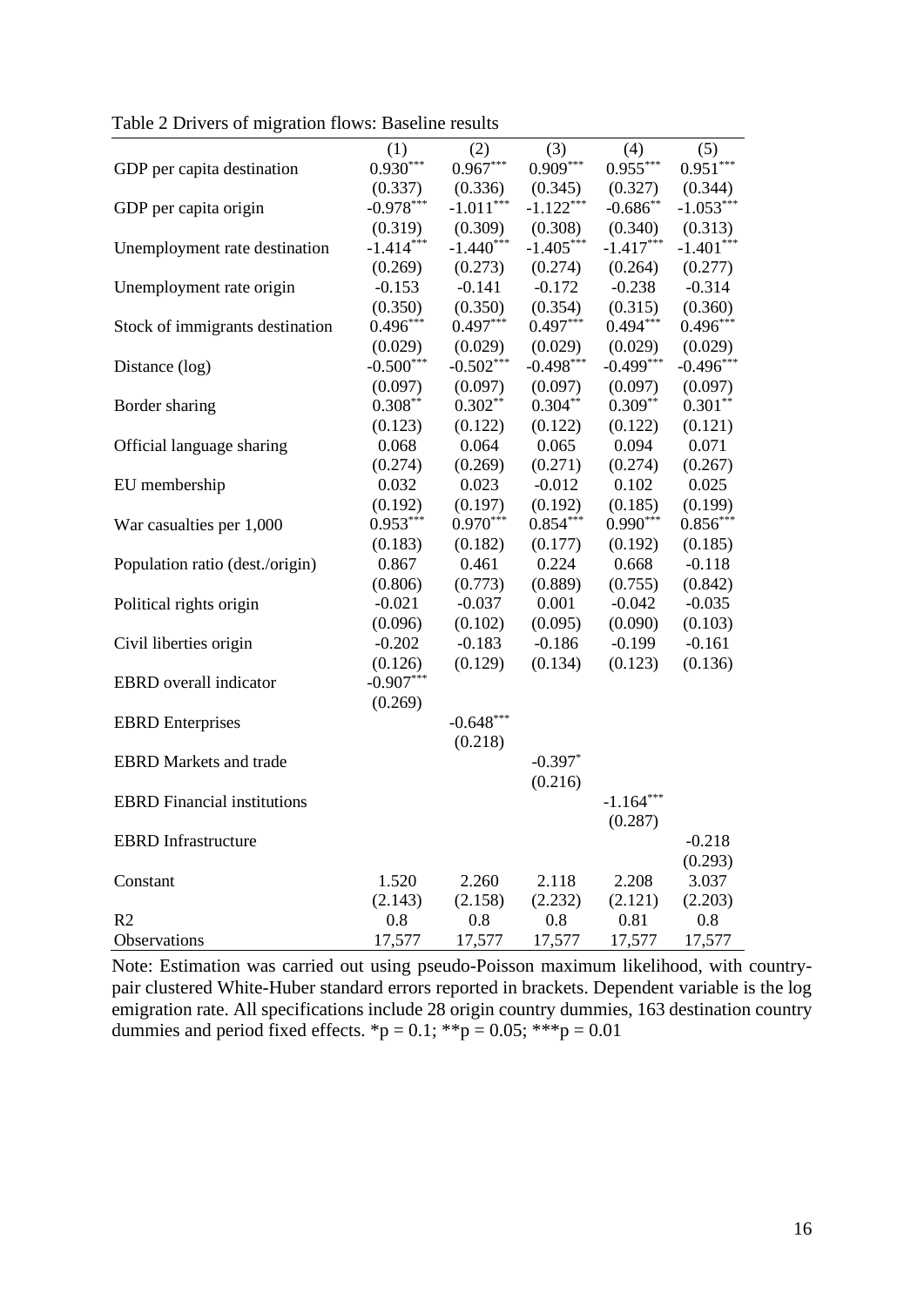Table 2 Drivers of migration flows: Baseline results

| | (1) | (2) | (3) | (4) | (5) |
|---|---|---|---|---|---|
| GDP per capita destination | 0.930*** | 0.967*** | 0.909*** | 0.955*** | 0.951*** |
| | (0.337) | (0.336) | (0.345) | (0.327) | (0.344) |
| GDP per capita origin | -0.978*** | -1.011*** | -1.122*** | -0.686** | -1.053*** |
| | (0.319) | (0.309) | (0.308) | (0.340) | (0.313) |
| Unemployment rate destination | -1.414*** | -1.440*** | -1.405*** | -1.417*** | -1.401*** |
| | (0.269) | (0.273) | (0.274) | (0.264) | (0.277) |
| Unemployment rate origin | -0.153 | -0.141 | -0.172 | -0.238 | -0.314 |
| | (0.350) | (0.350) | (0.354) | (0.315) | (0.360) |
| Stock of immigrants destination | 0.496*** | 0.497*** | 0.497*** | 0.494*** | 0.496*** |
| | (0.029) | (0.029) | (0.029) | (0.029) | (0.029) |
| Distance (log) | -0.500*** | -0.502*** | -0.498*** | -0.499*** | -0.496*** |
| | (0.097) | (0.097) | (0.097) | (0.097) | (0.097) |
| Border sharing | 0.308** | 0.302** | 0.304** | 0.309** | 0.301** |
| | (0.123) | (0.122) | (0.122) | (0.122) | (0.121) |
| Official language sharing | 0.068 | 0.064 | 0.065 | 0.094 | 0.071 |
| | (0.274) | (0.269) | (0.271) | (0.274) | (0.267) |
| EU membership | 0.032 | 0.023 | -0.012 | 0.102 | 0.025 |
| | (0.192) | (0.197) | (0.192) | (0.185) | (0.199) |
| War casualties per 1,000 | 0.953*** | 0.970*** | 0.854*** | 0.990*** | 0.856*** |
| | (0.183) | (0.182) | (0.177) | (0.192) | (0.185) |
| Population ratio (dest./origin) | 0.867 | 0.461 | 0.224 | 0.668 | -0.118 |
| | (0.806) | (0.773) | (0.889) | (0.755) | (0.842) |
| Political rights origin | -0.021 | -0.037 | 0.001 | -0.042 | -0.035 |
| | (0.096) | (0.102) | (0.095) | (0.090) | (0.103) |
| Civil liberties origin | -0.202 | -0.183 | -0.186 | -0.199 | -0.161 |
| | (0.126) | (0.129) | (0.134) | (0.123) | (0.136) |
| EBRD overall indicator | -0.907*** | | | | |
| | (0.269) | | | | |
| EBRD Enterprises | | -0.648*** | | | |
| | | (0.218) | | | |
| EBRD Markets and trade | | | -0.397* | | |
| | | | (0.216) | | |
| EBRD Financial institutions | | | | -1.164*** | |
| | | | | (0.287) | |
| EBRD Infrastructure | | | | | -0.218 |
| | | | | | (0.293) |
| Constant | 1.520 | 2.260 | 2.118 | 2.208 | 3.037 |
| | (2.143) | (2.158) | (2.232) | (2.121) | (2.203) |
| R2 | 0.8 | 0.8 | 0.8 | 0.81 | 0.8 |
| Observations | 17,577 | 17,577 | 17,577 | 17,577 | 17,577 |

Note: Estimation was carried out using pseudo-Poisson maximum likelihood, with country-pair clustered White-Huber standard errors reported in brackets. Dependent variable is the log emigration rate. All specifications include 28 origin country dummies, 163 destination country dummies and period fixed effects. *p = 0.1; **p = 0.05; ***p = 0.01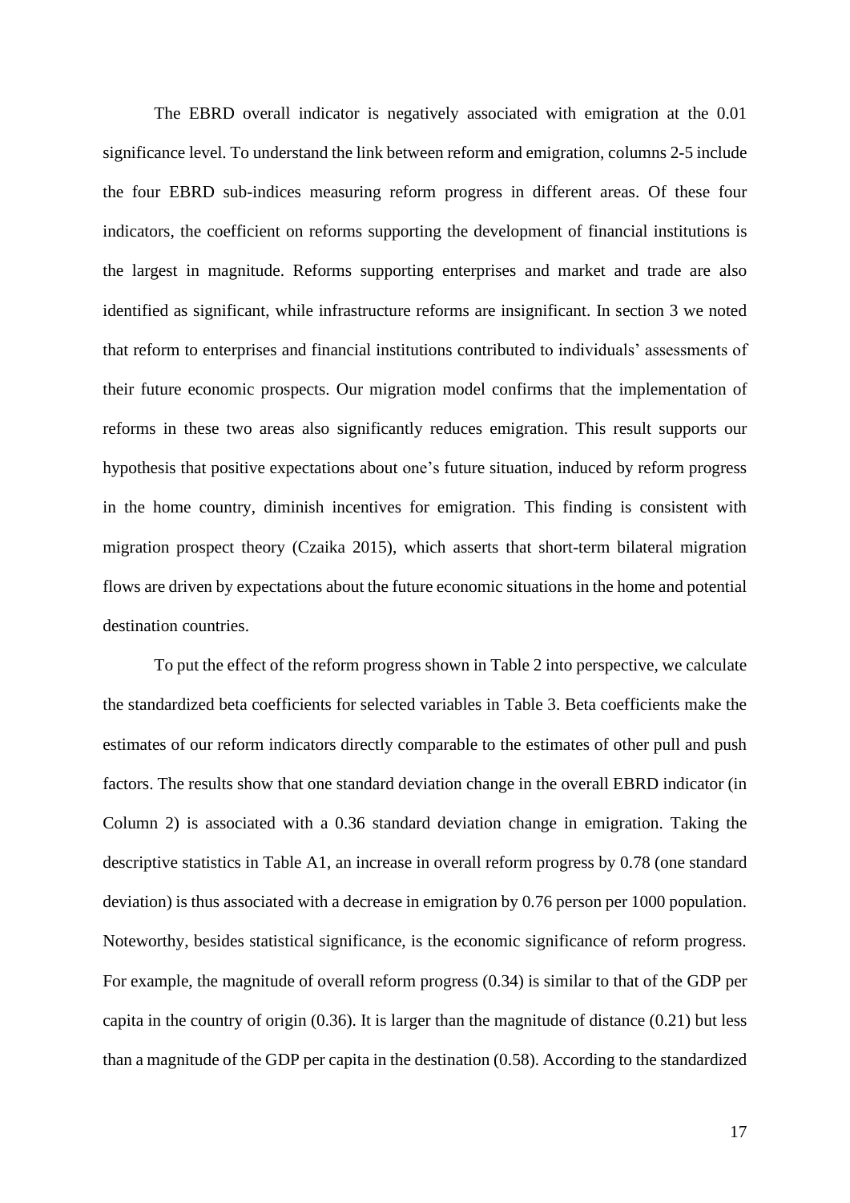The EBRD overall indicator is negatively associated with emigration at the 0.01 significance level. To understand the link between reform and emigration, columns 2-5 include the four EBRD sub-indices measuring reform progress in different areas. Of these four indicators, the coefficient on reforms supporting the development of financial institutions is the largest in magnitude. Reforms supporting enterprises and market and trade are also identified as significant, while infrastructure reforms are insignificant. In section 3 we noted that reform to enterprises and financial institutions contributed to individuals' assessments of their future economic prospects. Our migration model confirms that the implementation of reforms in these two areas also significantly reduces emigration. This result supports our hypothesis that positive expectations about one's future situation, induced by reform progress in the home country, diminish incentives for emigration. This finding is consistent with migration prospect theory (Czaika 2015), which asserts that short-term bilateral migration flows are driven by expectations about the future economic situations in the home and potential destination countries.

To put the effect of the reform progress shown in Table 2 into perspective, we calculate the standardized beta coefficients for selected variables in Table 3. Beta coefficients make the estimates of our reform indicators directly comparable to the estimates of other pull and push factors. The results show that one standard deviation change in the overall EBRD indicator (in Column 2) is associated with a 0.36 standard deviation change in emigration. Taking the descriptive statistics in Table A1, an increase in overall reform progress by 0.78 (one standard deviation) is thus associated with a decrease in emigration by 0.76 person per 1000 population. Noteworthy, besides statistical significance, is the economic significance of reform progress. For example, the magnitude of overall reform progress (0.34) is similar to that of the GDP per capita in the country of origin (0.36). It is larger than the magnitude of distance (0.21) but less than a magnitude of the GDP per capita in the destination (0.58). According to the standardized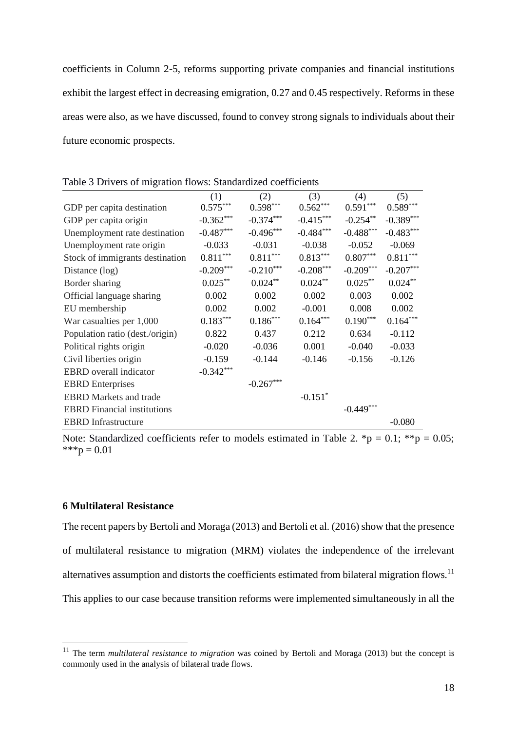coefficients in Column 2-5, reforms supporting private companies and financial institutions exhibit the largest effect in decreasing emigration, 0.27 and 0.45 respectively. Reforms in these areas were also, as we have discussed, found to convey strong signals to individuals about their future economic prospects.

Table 3 Drivers of migration flows: Standardized coefficients

| | (1) | (2) | (3) | (4) | (5) |
|---|---|---|---|---|---|
| GDP per capita destination | 0.575*** | 0.598*** | 0.562*** | 0.591*** | 0.589*** |
| GDP per capita origin | -0.362*** | -0.374*** | -0.415*** | -0.254** | -0.389*** |
| Unemployment rate destination | -0.487*** | -0.496*** | -0.484*** | -0.488*** | -0.483*** |
| Unemployment rate origin | -0.033 | -0.031 | -0.038 | -0.052 | -0.069 |
| Stock of immigrants destination | 0.811*** | 0.811*** | 0.813*** | 0.807*** | 0.811*** |
| Distance (log) | -0.209*** | -0.210*** | -0.208*** | -0.209*** | -0.207*** |
| Border sharing | 0.025** | 0.024** | 0.024** | 0.025** | 0.024** |
| Official language sharing | 0.002 | 0.002 | 0.002 | 0.003 | 0.002 |
| EU membership | 0.002 | 0.002 | -0.001 | 0.008 | 0.002 |
| War casualties per 1,000 | 0.183*** | 0.186*** | 0.164*** | 0.190*** | 0.164*** |
| Population ratio (dest./origin) | 0.822 | 0.437 | 0.212 | 0.634 | -0.112 |
| Political rights origin | -0.020 | -0.036 | 0.001 | -0.040 | -0.033 |
| Civil liberties origin | -0.159 | -0.144 | -0.146 | -0.156 | -0.126 |
| EBRD overall indicator | -0.342*** | | | | |
| EBRD Enterprises | | -0.267*** | | | |
| EBRD Markets and trade | | | -0.151* | | |
| EBRD Financial institutions | | | | -0.449*** | |
| EBRD Infrastructure | | | | | -0.080 |

Note: Standardized coefficients refer to models estimated in Table 2. *p = 0.1; **p = 0.05; ***p = 0.01

## 6 Multilateral Resistance

The recent papers by Bertoli and Moraga (2013) and Bertoli et al. (2016) show that the presence of multilateral resistance to migration (MRM) violates the independence of the irrelevant alternatives assumption and distorts the coefficients estimated from bilateral migration flows.[11] This applies to our case because transition reforms were implemented simultaneously in all the

[11] The term *multilateral resistance to migration* was coined by Bertoli and Moraga (2013) but the concept is commonly used in the analysis of bilateral trade flows.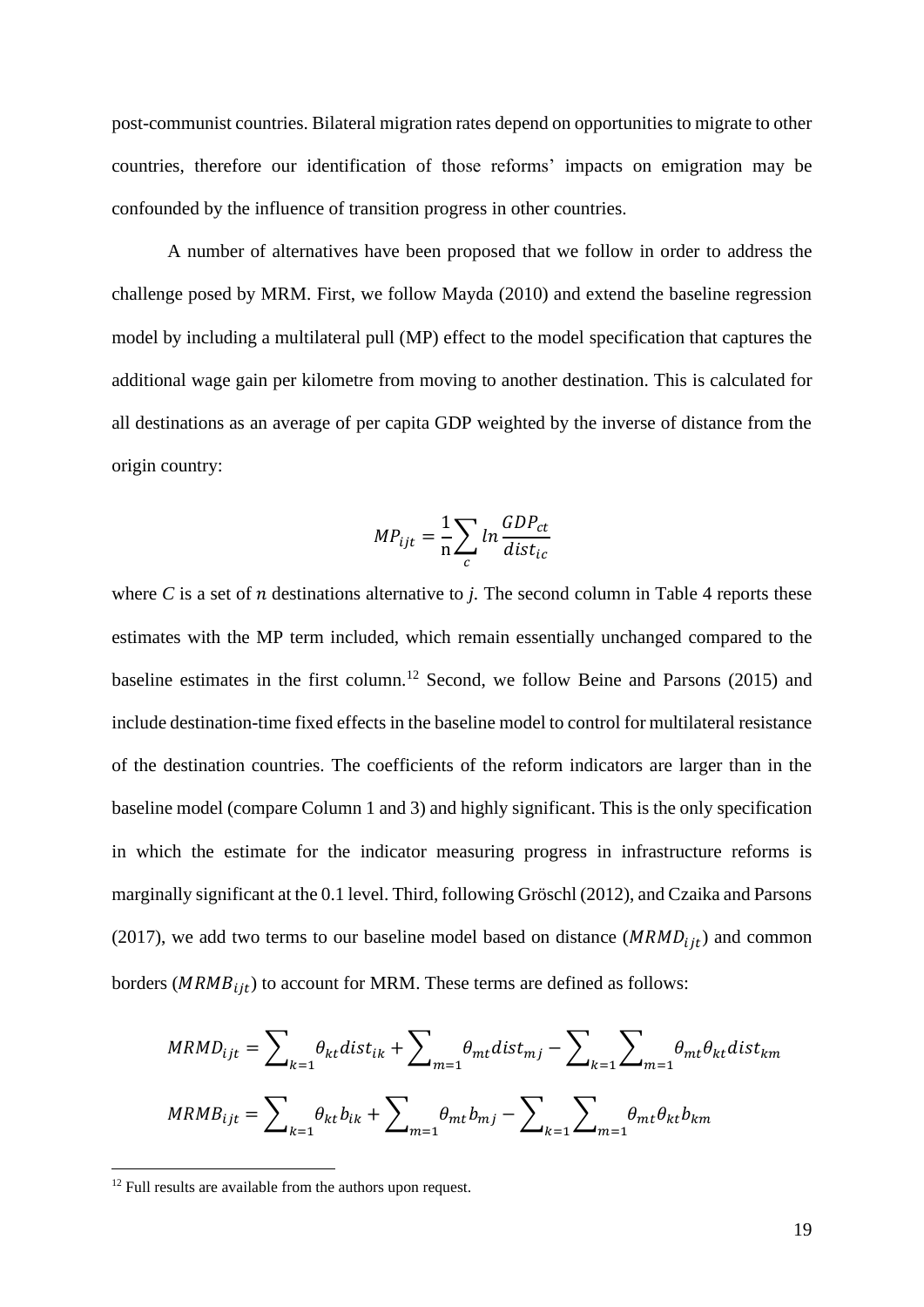post-communist countries. Bilateral migration rates depend on opportunities to migrate to other countries, therefore our identification of those reforms' impacts on emigration may be confounded by the influence of transition progress in other countries.

A number of alternatives have been proposed that we follow in order to address the challenge posed by MRM. First, we follow Mayda (2010) and extend the baseline regression model by including a multilateral pull (MP) effect to the model specification that captures the additional wage gain per kilometre from moving to another destination. This is calculated for all destinations as an average of per capita GDP weighted by the inverse of distance from the origin country:

$$MP_{ijt} = \frac{1}{\mathrm{n}} \sum_{c} ln \frac{GDP_{ct}}{dist_{ic}}$$

where *C* is a set of $n$ destinations alternative to *j*. The second column in Table 4 reports these estimates with the MP term included, which remain essentially unchanged compared to the baseline estimates in the first column.[12] Second, we follow Beine and Parsons (2015) and include destination-time fixed effects in the baseline model to control for multilateral resistance of the destination countries. The coefficients of the reform indicators are larger than in the baseline model (compare Column 1 and 3) and highly significant. This is the only specification in which the estimate for the indicator measuring progress in infrastructure reforms is marginally significant at the 0.1 level. Third, following Gröschl (2012), and Czaika and Parsons (2017), we add two terms to our baseline model based on distance ($MRMD_{ijt}$) and common borders ($MRMB_{ijt}$) to account for MRM. These terms are defined as follows:

$$MRMD_{ijt} = \sum_{k=1} \theta_{kt} dist_{ik} + \sum_{m=1} \theta_{mt} dist_{mj} - \sum_{k=1} \sum_{m=1} \theta_{mt} \theta_{kt} dist_{km}$$

$$MRMB_{ijt} = \sum_{k=1} \theta_{kt} b_{ik} + \sum_{m=1} \theta_{mt} b_{mj} - \sum_{k=1} \sum_{m=1} \theta_{mt} \theta_{kt} b_{km}$$

[12] Full results are available from the authors upon request.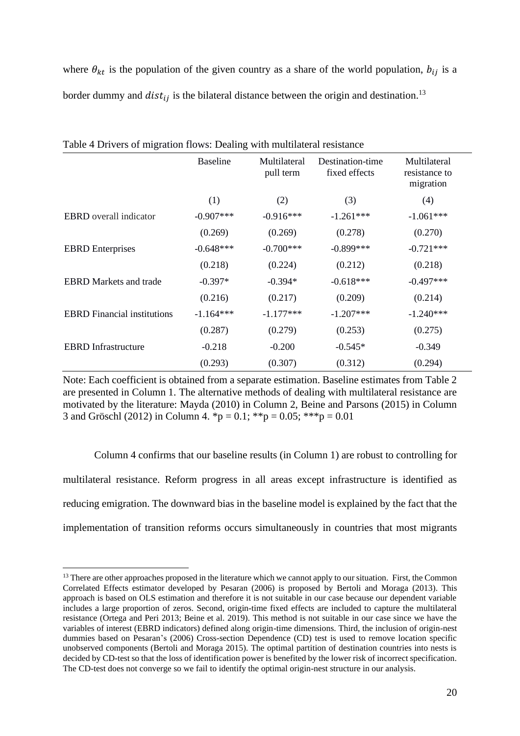where $\theta_{kt}$ is the population of the given country as a share of the world population, $b_{ij}$ is a border dummy and $dist_{ij}$ is the bilateral distance between the origin and destination.[13]

Table 4 Drivers of migration flows: Dealing with multilateral resistance

| | Baseline | Multilateral pull term | Destination-time fixed effects | Multilateral resistance to migration |
|---|---|---|---|---|
| | (1) | (2) | (3) | (4) |
| EBRD overall indicator | -0.907*** | -0.916*** | -1.261*** | -1.061*** |
| | (0.269) | (0.269) | (0.278) | (0.270) |
| EBRD Enterprises | -0.648*** | -0.700*** | -0.899*** | -0.721*** |
| | (0.218) | (0.224) | (0.212) | (0.218) |
| EBRD Markets and trade | -0.397* | -0.394* | -0.618*** | -0.497*** |
| | (0.216) | (0.217) | (0.209) | (0.214) |
| EBRD Financial institutions | -1.164*** | -1.177*** | -1.207*** | -1.240*** |
| | (0.287) | (0.279) | (0.253) | (0.275) |
| EBRD Infrastructure | -0.218 | -0.200 | -0.545* | -0.349 |
| | (0.293) | (0.307) | (0.312) | (0.294) |

Note: Each coefficient is obtained from a separate estimation. Baseline estimates from Table 2 are presented in Column 1. The alternative methods of dealing with multilateral resistance are motivated by the literature: Mayda (2010) in Column 2, Beine and Parsons (2015) in Column 3 and Gröschl (2012) in Column 4. *p = 0.1; **p = 0.05; ***p = 0.01

Column 4 confirms that our baseline results (in Column 1) are robust to controlling for multilateral resistance. Reform progress in all areas except infrastructure is identified as reducing emigration. The downward bias in the baseline model is explained by the fact that the implementation of transition reforms occurs simultaneously in countries that most migrants

[13] There are other approaches proposed in the literature which we cannot apply to our situation. First, the Common Correlated Effects estimator developed by Pesaran (2006) is proposed by Bertoli and Moraga (2013). This approach is based on OLS estimation and therefore it is not suitable in our case because our dependent variable includes a large proportion of zeros. Second, origin-time fixed effects are included to capture the multilateral resistance (Ortega and Peri 2013; Beine et al. 2019). This method is not suitable in our case since we have the variables of interest (EBRD indicators) defined along origin-time dimensions. Third, the inclusion of origin-nest dummies based on Pesaran's (2006) Cross-section Dependence (CD) test is used to remove location specific unobserved components (Bertoli and Moraga 2015). The optimal partition of destination countries into nests is decided by CD-test so that the loss of identification power is benefited by the lower risk of incorrect specification. The CD-test does not converge so we fail to identify the optimal origin-nest structure in our analysis.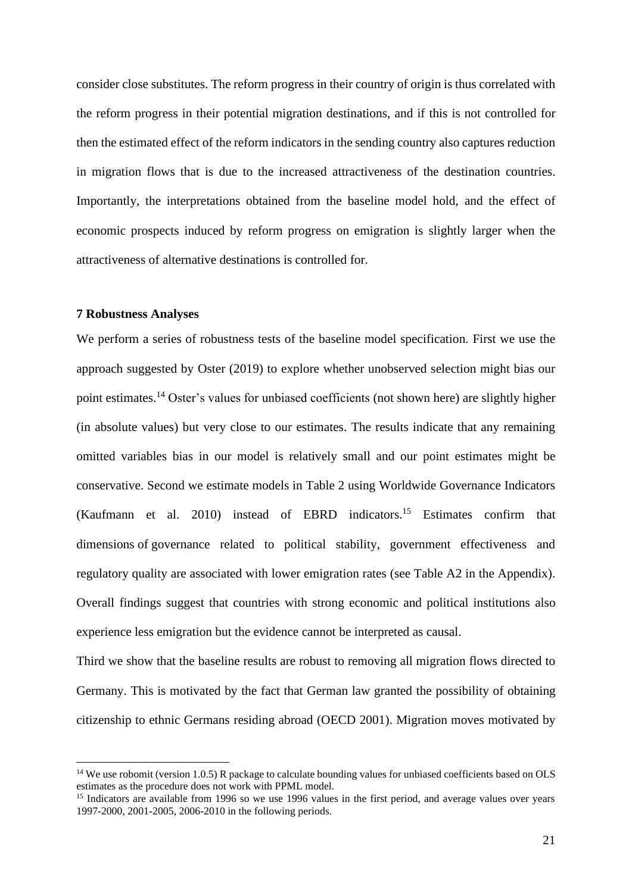consider close substitutes. The reform progress in their country of origin is thus correlated with the reform progress in their potential migration destinations, and if this is not controlled for then the estimated effect of the reform indicators in the sending country also captures reduction in migration flows that is due to the increased attractiveness of the destination countries. Importantly, the interpretations obtained from the baseline model hold, and the effect of economic prospects induced by reform progress on emigration is slightly larger when the attractiveness of alternative destinations is controlled for.

## 7 Robustness Analyses

We perform a series of robustness tests of the baseline model specification. First we use the approach suggested by Oster (2019) to explore whether unobserved selection might bias our point estimates.[14] Oster's values for unbiased coefficients (not shown here) are slightly higher (in absolute values) but very close to our estimates. The results indicate that any remaining omitted variables bias in our model is relatively small and our point estimates might be conservative. Second we estimate models in Table 2 using Worldwide Governance Indicators (Kaufmann et al. 2010) instead of EBRD indicators.[15] Estimates confirm that dimensions of governance related to political stability, government effectiveness and regulatory quality are associated with lower emigration rates (see Table A2 in the Appendix). Overall findings suggest that countries with strong economic and political institutions also experience less emigration but the evidence cannot be interpreted as causal.

Third we show that the baseline results are robust to removing all migration flows directed to Germany. This is motivated by the fact that German law granted the possibility of obtaining citizenship to ethnic Germans residing abroad (OECD 2001). Migration moves motivated by

---

[14] We use robomit (version 1.0.5) R package to calculate bounding values for unbiased coefficients based on OLS estimates as the procedure does not work with PPML model.

[15] Indicators are available from 1996 so we use 1996 values in the first period, and average values over years 1997-2000, 2001-2005, 2006-2010 in the following periods.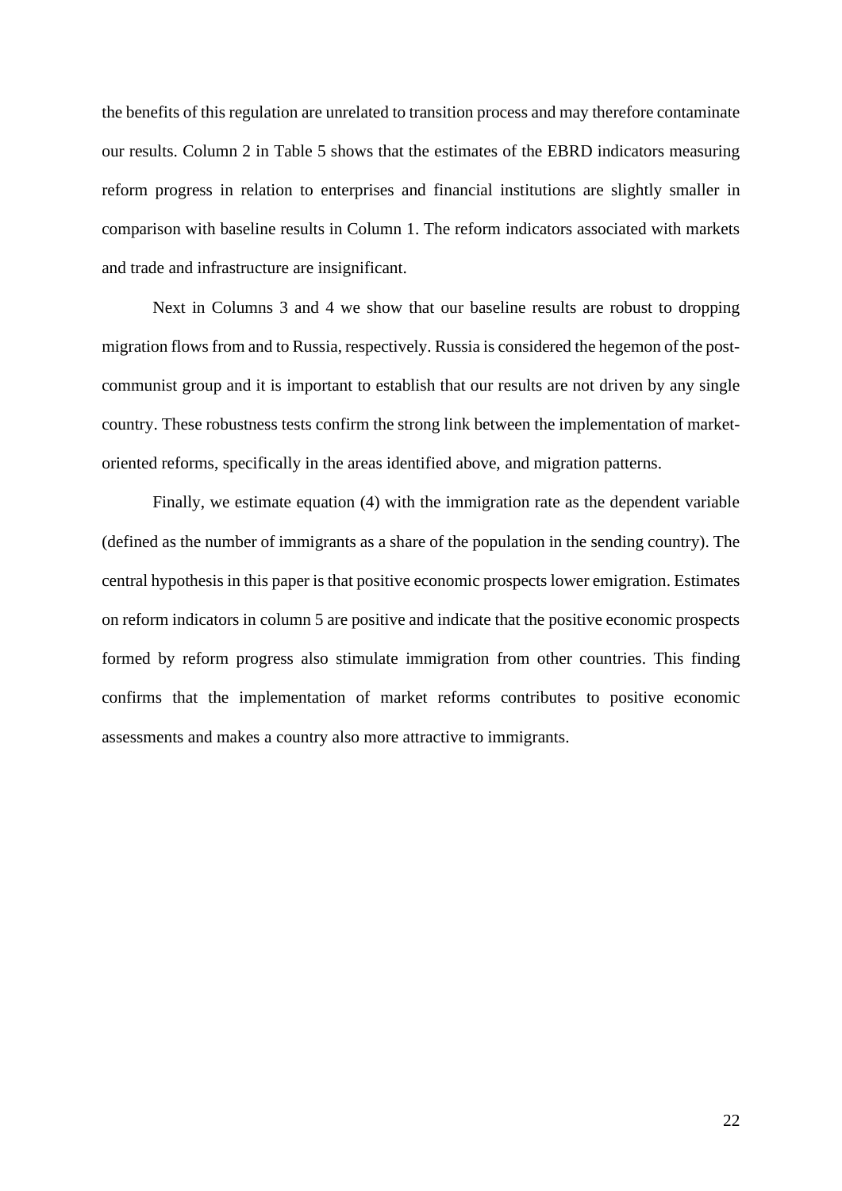the benefits of this regulation are unrelated to transition process and may therefore contaminate our results. Column 2 in Table 5 shows that the estimates of the EBRD indicators measuring reform progress in relation to enterprises and financial institutions are slightly smaller in comparison with baseline results in Column 1. The reform indicators associated with markets and trade and infrastructure are insignificant.

Next in Columns 3 and 4 we show that our baseline results are robust to dropping migration flows from and to Russia, respectively. Russia is considered the hegemon of the post-communist group and it is important to establish that our results are not driven by any single country. These robustness tests confirm the strong link between the implementation of market-oriented reforms, specifically in the areas identified above, and migration patterns.

Finally, we estimate equation (4) with the immigration rate as the dependent variable (defined as the number of immigrants as a share of the population in the sending country). The central hypothesis in this paper is that positive economic prospects lower emigration. Estimates on reform indicators in column 5 are positive and indicate that the positive economic prospects formed by reform progress also stimulate immigration from other countries. This finding confirms that the implementation of market reforms contributes to positive economic assessments and makes a country also more attractive to immigrants.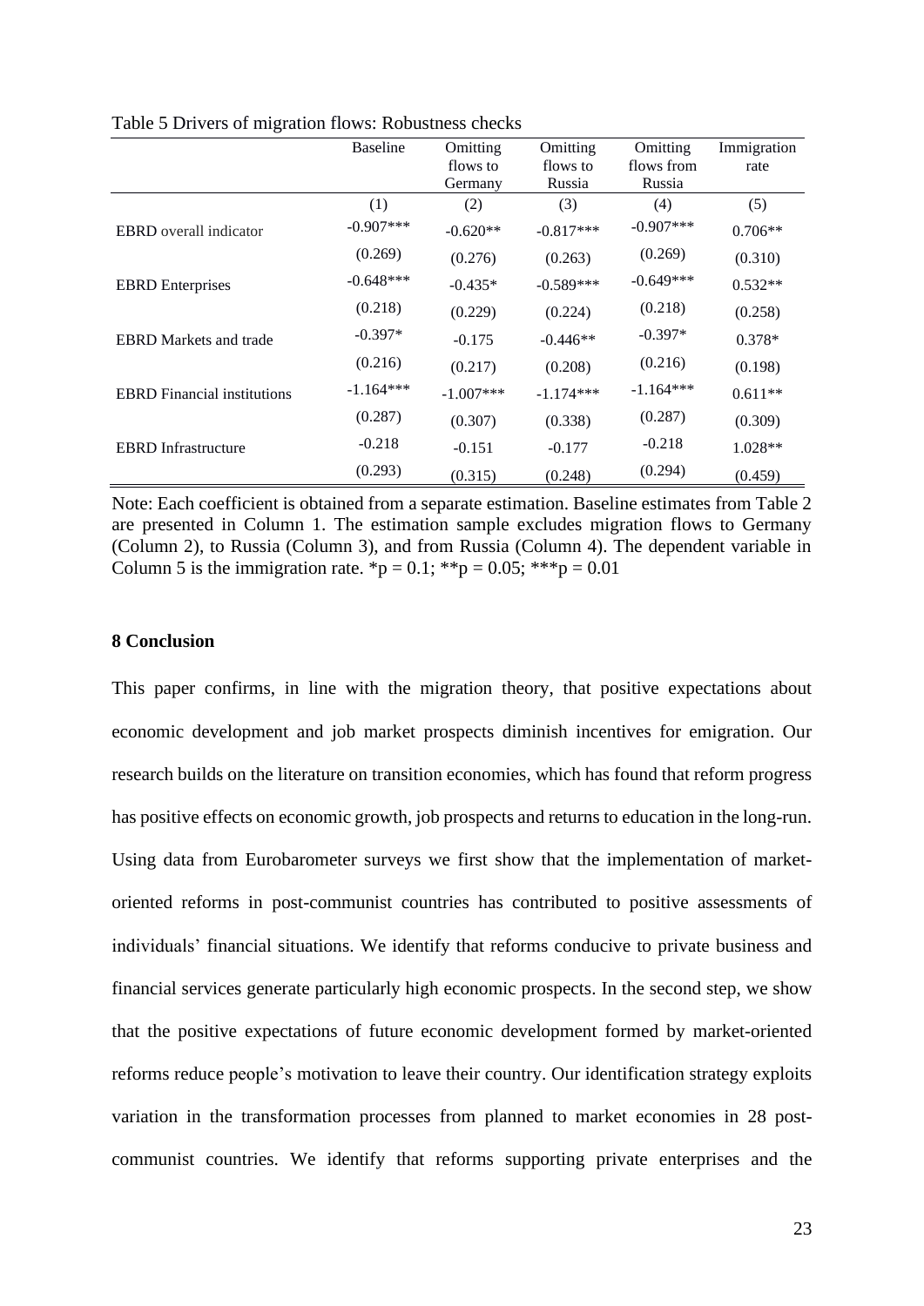Table 5 Drivers of migration flows: Robustness checks

| | Baseline | Omitting flows to Germany | Omitting flows to Russia | Omitting flows from Russia | Immigration rate |
|---|---|---|---|---|---|
| | (1) | (2) | (3) | (4) | (5) |
| EBRD overall indicator | -0.907*** | -0.620** | -0.817*** | -0.907*** | 0.706** |
| | (0.269) | (0.276) | (0.263) | (0.269) | (0.310) |
| EBRD Enterprises | -0.648*** | -0.435* | -0.589*** | -0.649*** | 0.532** |
| | (0.218) | (0.229) | (0.224) | (0.218) | (0.258) |
| EBRD Markets and trade | -0.397* | -0.175 | -0.446** | -0.397* | 0.378* |
| | (0.216) | (0.217) | (0.208) | (0.216) | (0.198) |
| EBRD Financial institutions | -1.164*** | -1.007*** | -1.174*** | -1.164*** | 0.611** |
| | (0.287) | (0.307) | (0.338) | (0.287) | (0.309) |
| EBRD Infrastructure | -0.218 | -0.151 | -0.177 | -0.218 | 1.028** |
| | (0.293) | (0.315) | (0.248) | (0.294) | (0.459) |

Note: Each coefficient is obtained from a separate estimation. Baseline estimates from Table 2 are presented in Column 1. The estimation sample excludes migration flows to Germany (Column 2), to Russia (Column 3), and from Russia (Column 4). The dependent variable in Column 5 is the immigration rate. *p = 0.1; **p = 0.05; ***p = 0.01

## 8 Conclusion

This paper confirms, in line with the migration theory, that positive expectations about economic development and job market prospects diminish incentives for emigration. Our research builds on the literature on transition economies, which has found that reform progress has positive effects on economic growth, job prospects and returns to education in the long-run. Using data from Eurobarometer surveys we first show that the implementation of market-oriented reforms in post-communist countries has contributed to positive assessments of individuals' financial situations. We identify that reforms conducive to private business and financial services generate particularly high economic prospects. In the second step, we show that the positive expectations of future economic development formed by market-oriented reforms reduce people's motivation to leave their country. Our identification strategy exploits variation in the transformation processes from planned to market economies in 28 post-communist countries. We identify that reforms supporting private enterprises and the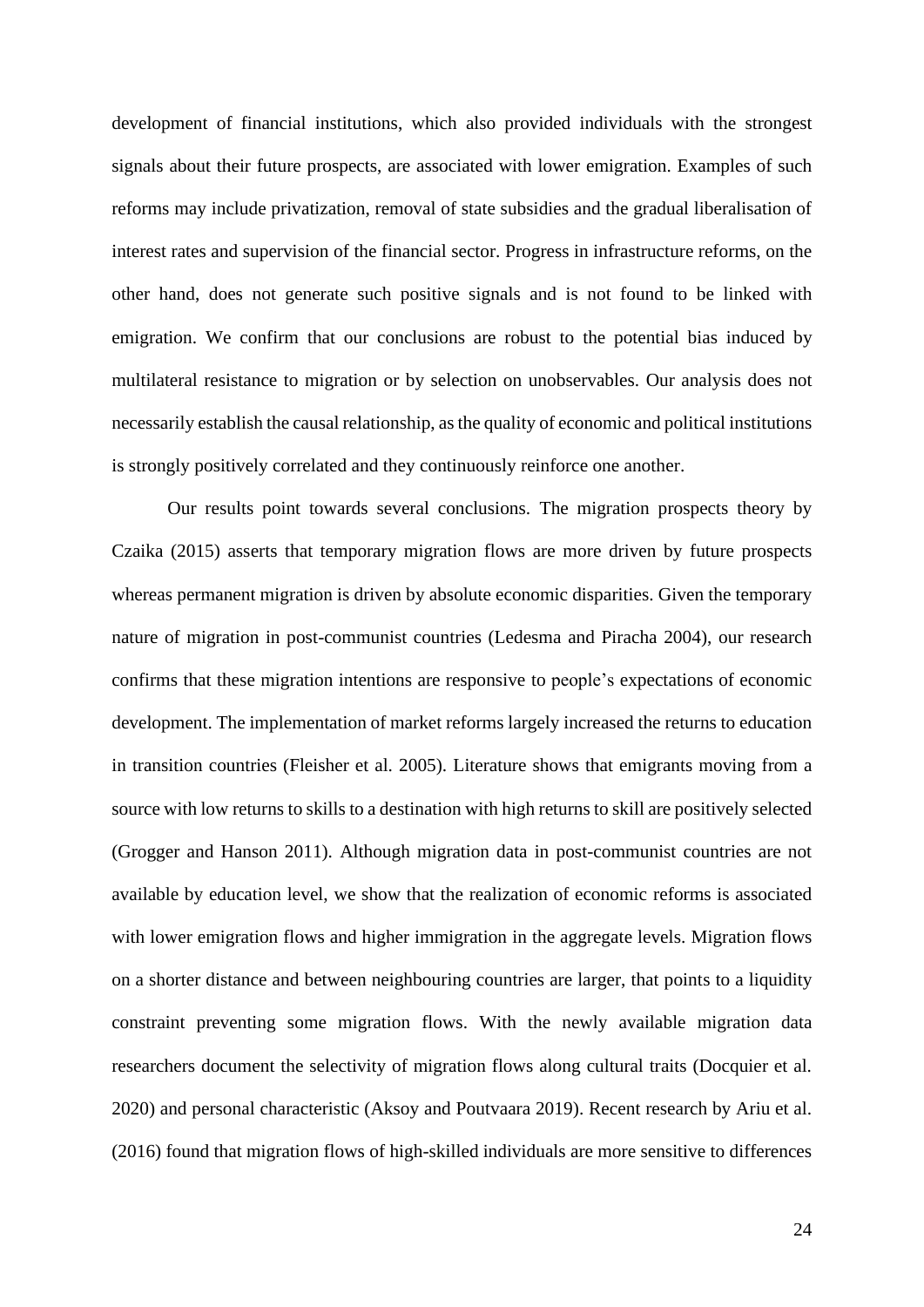development of financial institutions, which also provided individuals with the strongest signals about their future prospects, are associated with lower emigration. Examples of such reforms may include privatization, removal of state subsidies and the gradual liberalisation of interest rates and supervision of the financial sector. Progress in infrastructure reforms, on the other hand, does not generate such positive signals and is not found to be linked with emigration. We confirm that our conclusions are robust to the potential bias induced by multilateral resistance to migration or by selection on unobservables. Our analysis does not necessarily establish the causal relationship, as the quality of economic and political institutions is strongly positively correlated and they continuously reinforce one another.

Our results point towards several conclusions. The migration prospects theory by Czaika (2015) asserts that temporary migration flows are more driven by future prospects whereas permanent migration is driven by absolute economic disparities. Given the temporary nature of migration in post-communist countries (Ledesma and Piracha 2004), our research confirms that these migration intentions are responsive to people's expectations of economic development. The implementation of market reforms largely increased the returns to education in transition countries (Fleisher et al. 2005). Literature shows that emigrants moving from a source with low returns to skills to a destination with high returns to skill are positively selected (Grogger and Hanson 2011). Although migration data in post-communist countries are not available by education level, we show that the realization of economic reforms is associated with lower emigration flows and higher immigration in the aggregate levels. Migration flows on a shorter distance and between neighbouring countries are larger, that points to a liquidity constraint preventing some migration flows. With the newly available migration data researchers document the selectivity of migration flows along cultural traits (Docquier et al. 2020) and personal characteristic (Aksoy and Poutvaara 2019). Recent research by Ariu et al. (2016) found that migration flows of high-skilled individuals are more sensitive to differences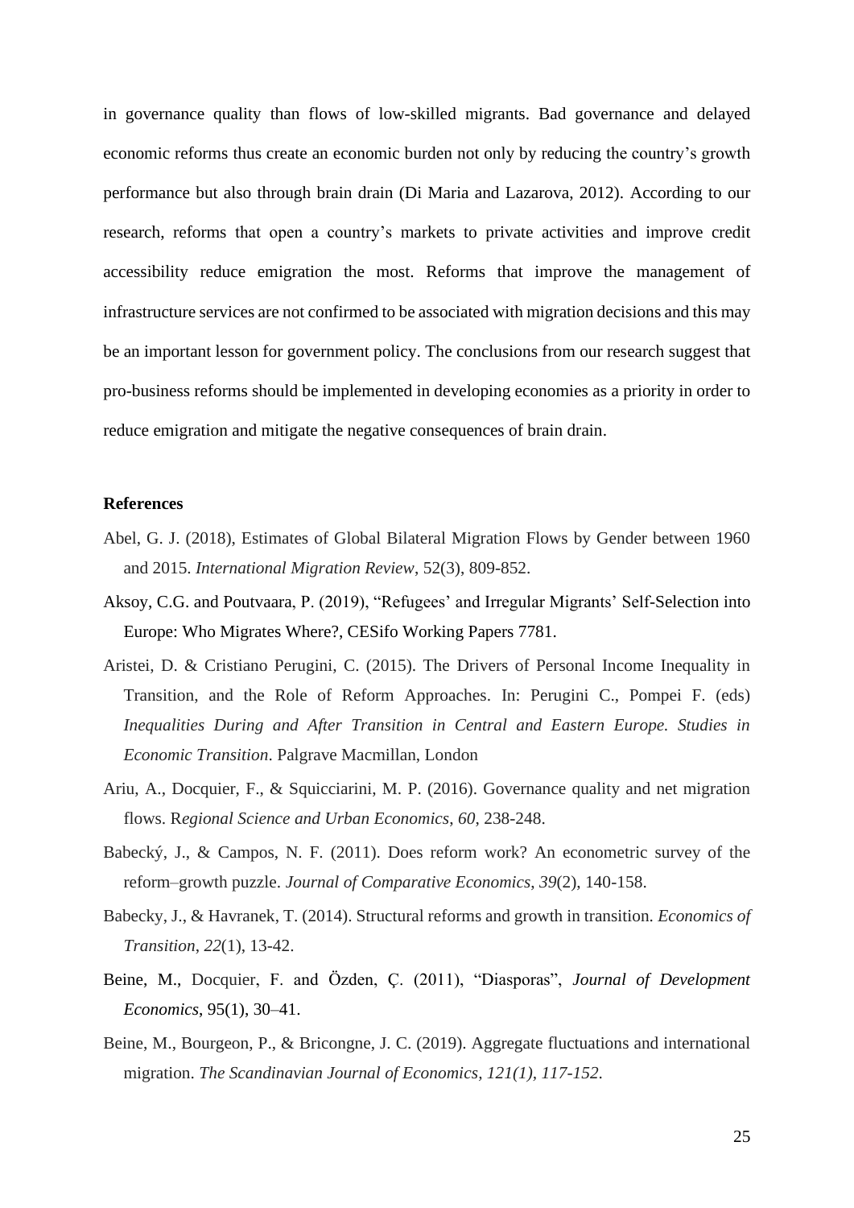in governance quality than flows of low-skilled migrants. Bad governance and delayed economic reforms thus create an economic burden not only by reducing the country's growth performance but also through brain drain (Di Maria and Lazarova, 2012). According to our research, reforms that open a country's markets to private activities and improve credit accessibility reduce emigration the most. Reforms that improve the management of infrastructure services are not confirmed to be associated with migration decisions and this may be an important lesson for government policy. The conclusions from our research suggest that pro-business reforms should be implemented in developing economies as a priority in order to reduce emigration and mitigate the negative consequences of brain drain.

**References**

Abel, G. J. (2018), Estimates of Global Bilateral Migration Flows by Gender between 1960 and 2015. *International Migration Review*, 52(3), 809-852.

Aksoy, C.G. and Poutvaara, P. (2019), "Refugees' and Irregular Migrants' Self-Selection into Europe: Who Migrates Where?, CESifo Working Papers 7781.

Aristei, D. & Cristiano Perugini, C. (2015). The Drivers of Personal Income Inequality in Transition, and the Role of Reform Approaches. In: Perugini C., Pompei F. (eds) *Inequalities During and After Transition in Central and Eastern Europe. Studies in Economic Transition*. Palgrave Macmillan, London

Ariu, A., Docquier, F., & Squicciarini, M. P. (2016). Governance quality and net migration flows. R*egional Science and Urban Economics, 60*, 238-248.

Babecký, J., & Campos, N. F. (2011). Does reform work? An econometric survey of the reform–growth puzzle. *Journal of Comparative Economics*, *39*(2), 140-158.

Babecky, J., & Havranek, T. (2014). Structural reforms and growth in transition. *Economics of Transition*, *22*(1), 13-42.

Beine, M., Docquier, F. and Özden, Ç. (2011), "Diasporas", *Journal of Development Economics*, 95(1), 30–41.

Beine, M., Bourgeon, P., & Bricongne, J. C. (2019). Aggregate fluctuations and international migration. *The Scandinavian Journal of Economics, 121(1), 117-152.*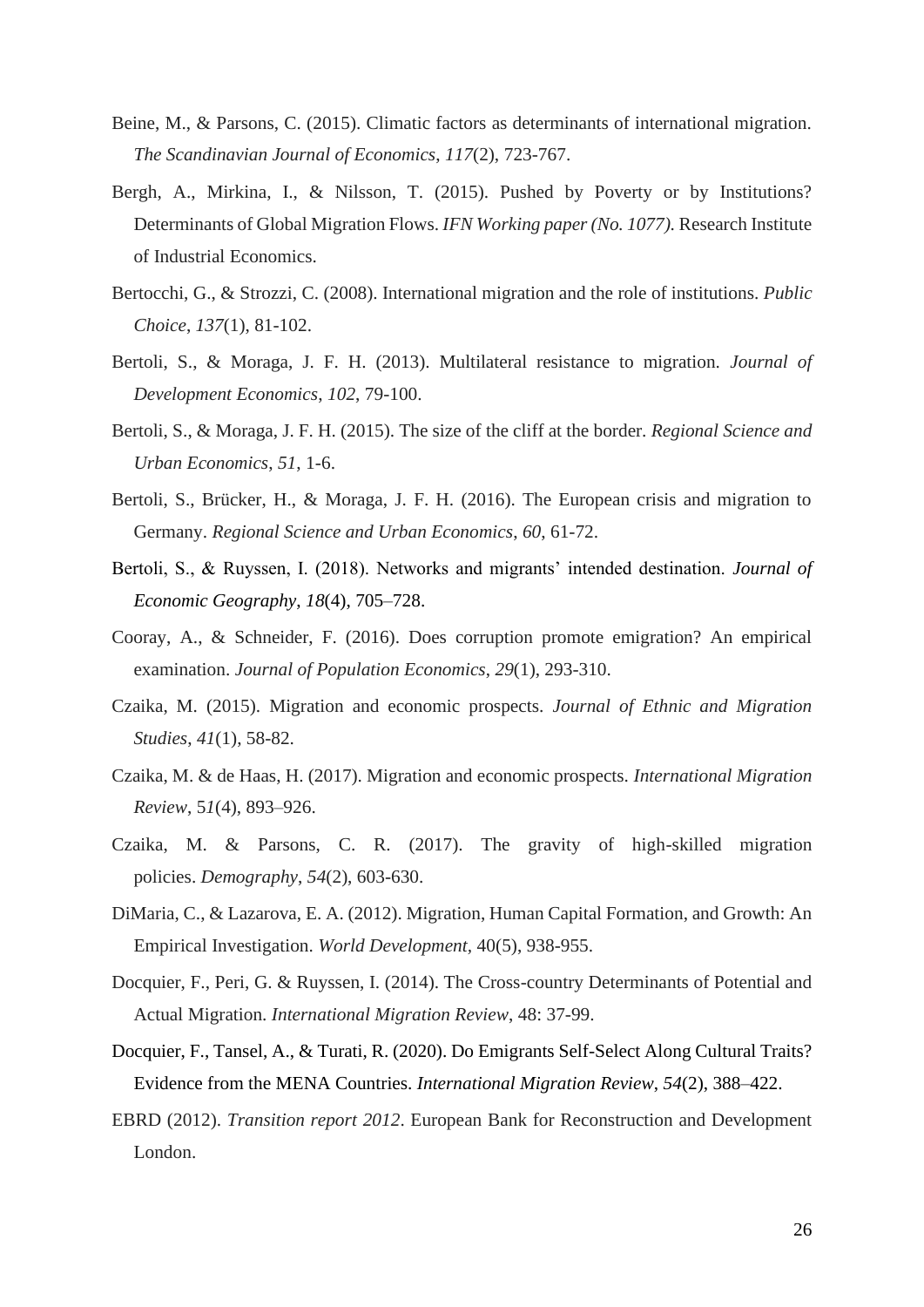Beine, M., & Parsons, C. (2015). Climatic factors as determinants of international migration. *The Scandinavian Journal of Economics*, *117*(2), 723-767.

Bergh, A., Mirkina, I., & Nilsson, T. (2015). Pushed by Poverty or by Institutions? Determinants of Global Migration Flows. *IFN Working paper (No. 1077).* Research Institute of Industrial Economics.

Bertocchi, G., & Strozzi, C. (2008). International migration and the role of institutions. *Public Choice*, *137*(1), 81-102.

Bertoli, S., & Moraga, J. F. H. (2013). Multilateral resistance to migration. *Journal of Development Economics*, *102*, 79-100.

Bertoli, S., & Moraga, J. F. H. (2015). The size of the cliff at the border. *Regional Science and Urban Economics*, *51*, 1-6.

Bertoli, S., Brücker, H., & Moraga, J. F. H. (2016). The European crisis and migration to Germany. *Regional Science and Urban Economics*, *60*, 61-72.

Bertoli, S., & Ruyssen, I. (2018). Networks and migrants' intended destination. *Journal of Economic Geography*, *18*(4), 705–728.

Cooray, A., & Schneider, F. (2016). Does corruption promote emigration? An empirical examination. *Journal of Population Economics*, *29*(1), 293-310.

Czaika, M. (2015). Migration and economic prospects. *Journal of Ethnic and Migration Studies*, *41*(1), 58-82.

Czaika, M. & de Haas, H. (2017). Migration and economic prospects. *International Migration Review*, 5*1*(4), 893–926.

Czaika, M. & Parsons, C. R. (2017). The gravity of high-skilled migration policies. *Demography*, *54*(2), 603-630.

DiMaria, C., & Lazarova, E. A. (2012). Migration, Human Capital Formation, and Growth: An Empirical Investigation. *World Development*, 40(5), 938-955.

Docquier, F., Peri, G. & Ruyssen, I. (2014). The Cross-country Determinants of Potential and Actual Migration. *International Migration Review*, 48: 37-99.

Docquier, F., Tansel, A., & Turati, R. (2020). Do Emigrants Self-Select Along Cultural Traits? Evidence from the MENA Countries. *International Migration Review*, *54*(2), 388–422.

EBRD (2012). *Transition report 2012*. European Bank for Reconstruction and Development London.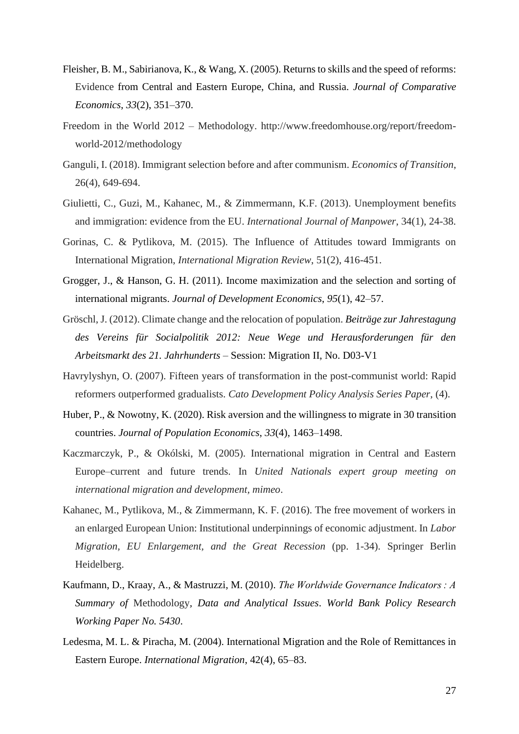Fleisher, B. M., Sabirianova, K., & Wang, X. (2005). Returns to skills and the speed of reforms: Evidence from Central and Eastern Europe, China, and Russia. *Journal of Comparative Economics*, *33*(2), 351–370.

Freedom in the World 2012 – Methodology. http://www.freedomhouse.org/report/freedom-world-2012/methodology

Ganguli, I. (2018). Immigrant selection before and after communism. *Economics of Transition*, 26(4), 649-694.

Giulietti, C., Guzi, M., Kahanec, M., & Zimmermann, K.F. (2013). Unemployment benefits and immigration: evidence from the EU. *International Journal of Manpower*, 34(1), 24-38.

Gorinas, C. & Pytlikova, M. (2015). The Influence of Attitudes toward Immigrants on International Migration, *International Migration Review*, 51(2), 416-451.

Grogger, J., & Hanson, G. H. (2011). Income maximization and the selection and sorting of international migrants. *Journal of Development Economics*, *95*(1), 42–57.

Gröschl, J. (2012). Climate change and the relocation of population. *Beiträge zur Jahrestagung des Vereins für Socialpolitik 2012: Neue Wege und Herausforderungen für den Arbeitsmarkt des 21. Jahrhunderts* – Session: Migration II, No. D03-V1

Havrylyshyn, O. (2007). Fifteen years of transformation in the post-communist world: Rapid reformers outperformed gradualists. *Cato Development Policy Analysis Series Paper*, (4).

Huber, P., & Nowotny, K. (2020). Risk aversion and the willingness to migrate in 30 transition countries. *Journal of Population Economics*, *33*(4), 1463–1498.

Kaczmarczyk, P., & Okólski, M. (2005). International migration in Central and Eastern Europe–current and future trends. In *United Nationals expert group meeting on international migration and development, mimeo*.

Kahanec, M., Pytlikova, M., & Zimmermann, K. F. (2016). The free movement of workers in an enlarged European Union: Institutional underpinnings of economic adjustment. In *Labor Migration, EU Enlargement, and the Great Recession* (pp. 1-34). Springer Berlin Heidelberg.

Kaufmann, D., Kraay, A., & Mastruzzi, M. (2010). *The Worldwide Governance Indicators : A Summary of* Methodology, *Data and Analytical Issues*. *World Bank Policy Research Working Paper No. 5430*.

Ledesma, M. L. & Piracha, M. (2004). International Migration and the Role of Remittances in Eastern Europe. *International Migration*, 42(4), 65–83.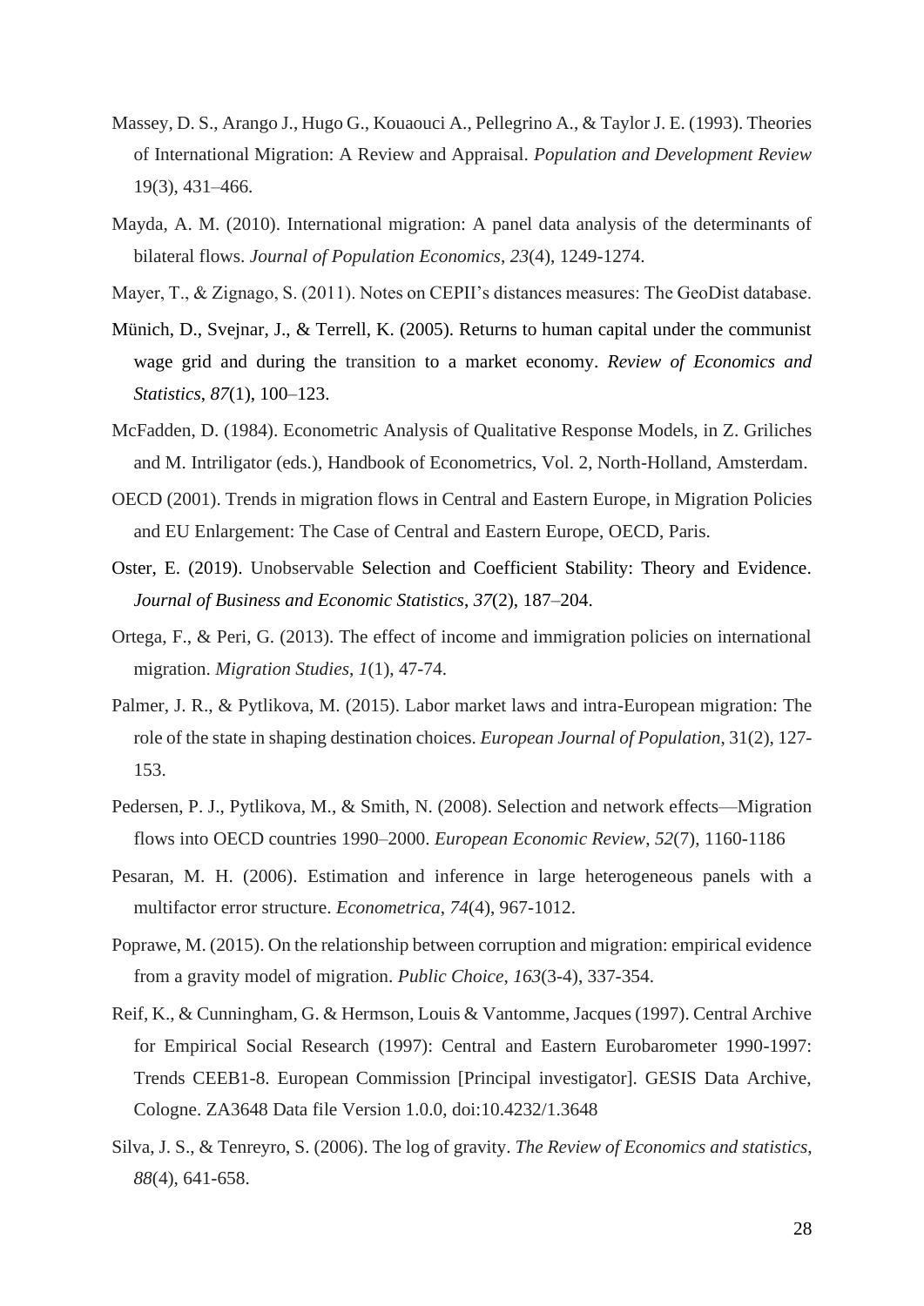Massey, D. S., Arango J., Hugo G., Kouaouci A., Pellegrino A., & Taylor J. E. (1993). Theories of International Migration: A Review and Appraisal. *Population and Development Review* 19(3), 431–466.

Mayda, A. M. (2010). International migration: A panel data analysis of the determinants of bilateral flows. *Journal of Population Economics*, *23*(4), 1249-1274.

Mayer, T., & Zignago, S. (2011). Notes on CEPII's distances measures: The GeoDist database.

Münich, D., Svejnar, J., & Terrell, K. (2005). Returns to human capital under the communist wage grid and during the transition to a market economy. *Review of Economics and Statistics*, *87*(1), 100–123.

McFadden, D. (1984). Econometric Analysis of Qualitative Response Models, in Z. Griliches and M. Intriligator (eds.), Handbook of Econometrics, Vol. 2, North-Holland, Amsterdam.

OECD (2001). Trends in migration flows in Central and Eastern Europe, in Migration Policies and EU Enlargement: The Case of Central and Eastern Europe, OECD, Paris.

Oster, E. (2019). Unobservable Selection and Coefficient Stability: Theory and Evidence. *Journal of Business and Economic Statistics*, *37*(2), 187–204.

Ortega, F., & Peri, G. (2013). The effect of income and immigration policies on international migration. *Migration Studies*, *1*(1), 47-74.

Palmer, J. R., & Pytlikova, M. (2015). Labor market laws and intra-European migration: The role of the state in shaping destination choices. *European Journal of Population*, 31(2), 127-153.

Pedersen, P. J., Pytlikova, M., & Smith, N. (2008). Selection and network effects—Migration flows into OECD countries 1990–2000. *European Economic Review*, *52*(7), 1160-1186

Pesaran, M. H. (2006). Estimation and inference in large heterogeneous panels with a multifactor error structure. *Econometrica*, *74*(4), 967-1012.

Poprawe, M. (2015). On the relationship between corruption and migration: empirical evidence from a gravity model of migration. *Public Choice*, *163*(3-4), 337-354.

Reif, K., & Cunningham, G. & Hermson, Louis & Vantomme, Jacques (1997). Central Archive for Empirical Social Research (1997): Central and Eastern Eurobarometer 1990-1997: Trends CEEB1-8. European Commission [Principal investigator]. GESIS Data Archive, Cologne. ZA3648 Data file Version 1.0.0, doi:10.4232/1.3648

Silva, J. S., & Tenreyro, S. (2006). The log of gravity. *The Review of Economics and statistics*, *88*(4), 641-658.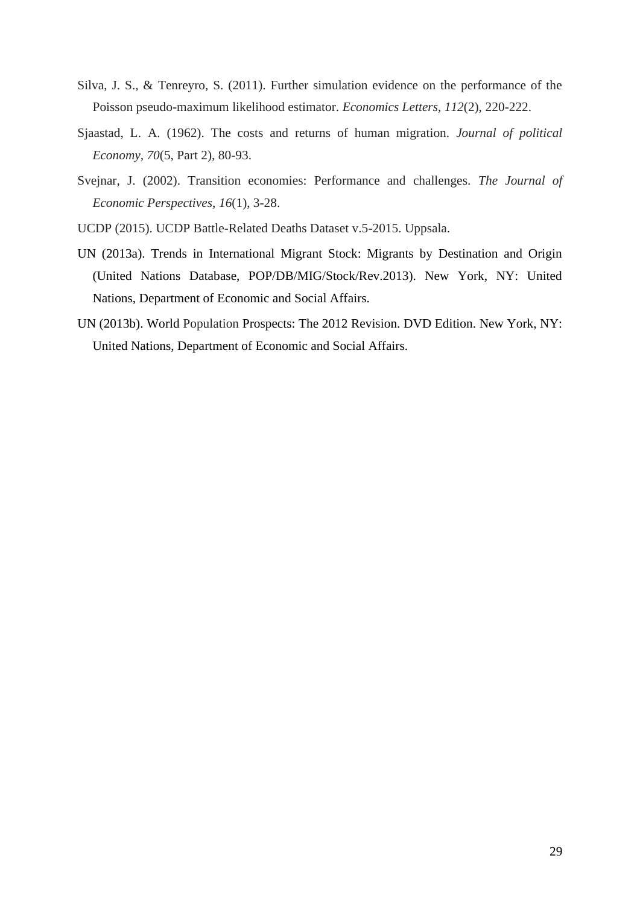Silva, J. S., & Tenreyro, S. (2011). Further simulation evidence on the performance of the Poisson pseudo-maximum likelihood estimator. *Economics Letters*, *112*(2), 220-222.

Sjaastad, L. A. (1962). The costs and returns of human migration. *Journal of political Economy*, *70*(5, Part 2), 80-93.

Svejnar, J. (2002). Transition economies: Performance and challenges. *The Journal of Economic Perspectives*, *16*(1), 3-28.

UCDP (2015). UCDP Battle-Related Deaths Dataset v.5-2015. Uppsala.

UN (2013a). Trends in International Migrant Stock: Migrants by Destination and Origin (United Nations Database, POP/DB/MIG/Stock/Rev.2013). New York, NY: United Nations, Department of Economic and Social Affairs.

UN (2013b). World Population Prospects: The 2012 Revision. DVD Edition. New York, NY: United Nations, Department of Economic and Social Affairs.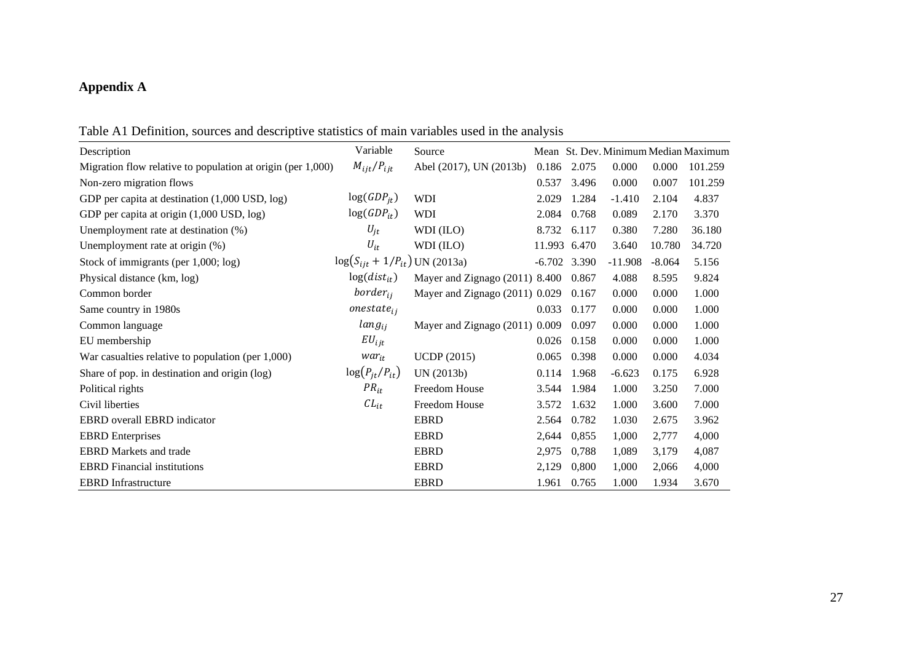## Appendix A

Table A1 Definition, sources and descriptive statistics of main variables used in the analysis

| Description | Variable | Source | Mean | St. Dev. | Minimum | Median | Maximum |
|---|---|---|---|---|---|---|---|
| Migration flow relative to population at origin (per 1,000) | $M_{ijt}/P_{ijt}$ | Abel (2017), UN (2013b) | 0.186 | 2.075 | 0.000 | 0.000 | 101.259 |
| Non-zero migration flows | | | 0.537 | 3.496 | 0.000 | 0.007 | 101.259 |
| GDP per capita at destination (1,000 USD, log) | $\log(GDP_{jt})$ | WDI | 2.029 | 1.284 | -1.410 | 2.104 | 4.837 |
| GDP per capita at origin (1,000 USD, log) | $\log(GDP_{it})$ | WDI | 2.084 | 0.768 | 0.089 | 2.170 | 3.370 |
| Unemployment rate at destination (%) | $U_{jt}$ | WDI (ILO) | 8.732 | 6.117 | 0.380 | 7.280 | 36.180 |
| Unemployment rate at origin (%) | $U_{it}$ | WDI (ILO) | 11.993 | 6.470 | 3.640 | 10.780 | 34.720 |
| Stock of immigrants (per 1,000; log) | $\log(S_{ijt} + 1/P_{it})$ | UN (2013a) | -6.702 | 3.390 | -11.908 | -8.064 | 5.156 |
| Physical distance (km, log) | $\log(dist_{it})$ | Mayer and Zignago (2011) | 8.400 | 0.867 | 4.088 | 8.595 | 9.824 |
| Common border | $border_{ij}$ | Mayer and Zignago (2011) | 0.029 | 0.167 | 0.000 | 0.000 | 1.000 |
| Same country in 1980s | $onestate_{ij}$ | | 0.033 | 0.177 | 0.000 | 0.000 | 1.000 |
| Common language | $lang_{ij}$ | Mayer and Zignago (2011) | 0.009 | 0.097 | 0.000 | 0.000 | 1.000 |
| EU membership | $EU_{ijt}$ | | 0.026 | 0.158 | 0.000 | 0.000 | 1.000 |
| War casualties relative to population (per 1,000) | $war_{it}$ | UCDP (2015) | 0.065 | 0.398 | 0.000 | 0.000 | 4.034 |
| Share of pop. in destination and origin (log) | $\log(P_{jt}/P_{it})$ | UN (2013b) | 0.114 | 1.968 | -6.623 | 0.175 | 6.928 |
| Political rights | $PR_{it}$ | Freedom House | 3.544 | 1.984 | 1.000 | 3.250 | 7.000 |
| Civil liberties | $CL_{it}$ | Freedom House | 3.572 | 1.632 | 1.000 | 3.600 | 7.000 |
| EBRD overall EBRD indicator | | EBRD | 2.564 | 0.782 | 1.030 | 2.675 | 3.962 |
| EBRD Enterprises | | EBRD | 2,644 | 0,855 | 1,000 | 2,777 | 4,000 |
| EBRD Markets and trade | | EBRD | 2,975 | 0,788 | 1,089 | 3,179 | 4,087 |
| EBRD Financial institutions | | EBRD | 2,129 | 0,800 | 1,000 | 2,066 | 4,000 |
| EBRD Infrastructure | | EBRD | 1.961 | 0.765 | 1.000 | 1.934 | 3.670 |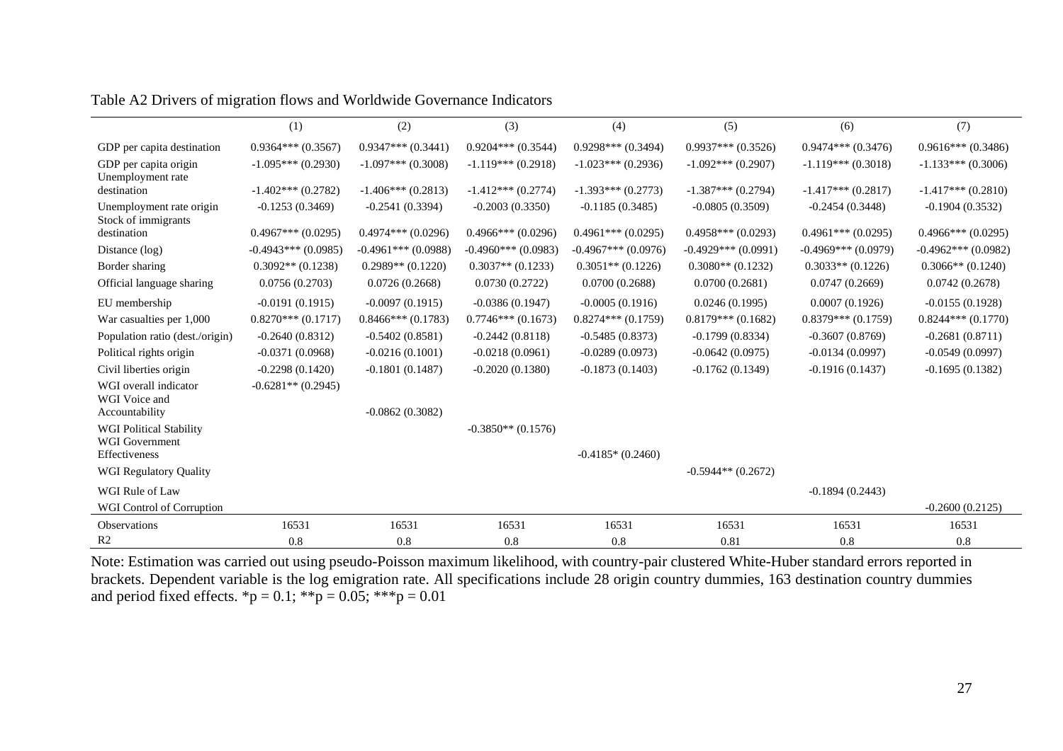Table A2 Drivers of migration flows and Worldwide Governance Indicators

| | (1) | (2) | (3) | (4) | (5) | (6) | (7) |
|---|---|---|---|---|---|---|---|
| GDP per capita destination | 0.9364*** (0.3567) | 0.9347*** (0.3441) | 0.9204*** (0.3544) | 0.9298*** (0.3494) | 0.9937*** (0.3526) | 0.9474*** (0.3476) | 0.9616*** (0.3486) |
| GDP per capita origin | -1.095*** (0.2930) | -1.097*** (0.3008) | -1.119*** (0.2918) | -1.023*** (0.2936) | -1.092*** (0.2907) | -1.119*** (0.3018) | -1.133*** (0.3006) |
| Unemployment rate destination | -1.402*** (0.2782) | -1.406*** (0.2813) | -1.412*** (0.2774) | -1.393*** (0.2773) | -1.387*** (0.2794) | -1.417*** (0.2817) | -1.417*** (0.2810) |
| Unemployment rate origin | -0.1253 (0.3469) | -0.2541 (0.3394) | -0.2003 (0.3350) | -0.1185 (0.3485) | -0.0805 (0.3509) | -0.2454 (0.3448) | -0.1904 (0.3532) |
| Stock of immigrants destination | 0.4967*** (0.0295) | 0.4974*** (0.0296) | 0.4966*** (0.0296) | 0.4961*** (0.0295) | 0.4958*** (0.0293) | 0.4961*** (0.0295) | 0.4966*** (0.0295) |
| Distance (log) | -0.4943*** (0.0985) | -0.4961*** (0.0988) | -0.4960*** (0.0983) | -0.4967*** (0.0976) | -0.4929*** (0.0991) | -0.4969*** (0.0979) | -0.4962*** (0.0982) |
| Border sharing | 0.3092** (0.1238) | 0.2989** (0.1220) | 0.3037** (0.1233) | 0.3051** (0.1226) | 0.3080** (0.1232) | 0.3033** (0.1226) | 0.3066** (0.1240) |
| Official language sharing | 0.0756 (0.2703) | 0.0726 (0.2668) | 0.0730 (0.2722) | 0.0700 (0.2688) | 0.0700 (0.2681) | 0.0747 (0.2669) | 0.0742 (0.2678) |
| EU membership | -0.0191 (0.1915) | -0.0097 (0.1915) | -0.0386 (0.1947) | -0.0005 (0.1916) | 0.0246 (0.1995) | 0.0007 (0.1926) | -0.0155 (0.1928) |
| War casualties per 1,000 | 0.8270*** (0.1717) | 0.8466*** (0.1783) | 0.7746*** (0.1673) | 0.8274*** (0.1759) | 0.8179*** (0.1682) | 0.8379*** (0.1759) | 0.8244*** (0.1770) |
| Population ratio (dest./origin) | -0.2640 (0.8312) | -0.5402 (0.8581) | -0.2442 (0.8118) | -0.5485 (0.8373) | -0.1799 (0.8334) | -0.3607 (0.8769) | -0.2681 (0.8711) |
| Political rights origin | -0.0371 (0.0968) | -0.0216 (0.1001) | -0.0218 (0.0961) | -0.0289 (0.0973) | -0.0642 (0.0975) | -0.0134 (0.0997) | -0.0549 (0.0997) |
| Civil liberties origin | -0.2298 (0.1420) | -0.1801 (0.1487) | -0.2020 (0.1380) | -0.1873 (0.1403) | -0.1762 (0.1349) | -0.1916 (0.1437) | -0.1695 (0.1382) |
| WGI overall indicator | -0.6281** (0.2945) | | | | | | |
| WGI Voice and Accountability | | -0.0862 (0.3082) | | | | | |
| WGI Political Stability | | | -0.3850** (0.1576) | | | | |
| WGI Government Effectiveness | | | | -0.4185* (0.2460) | | | |
| WGI Regulatory Quality | | | | | -0.5944** (0.2672) | | |
| WGI Rule of Law | | | | | | -0.1894 (0.2443) | |
| WGI Control of Corruption | | | | | | | -0.2600 (0.2125) |
| Observations | 16531 | 16531 | 16531 | 16531 | 16531 | 16531 | 16531 |
| R2 | 0.8 | 0.8 | 0.8 | 0.8 | 0.81 | 0.8 | 0.8 |

Note: Estimation was carried out using pseudo-Poisson maximum likelihood, with country-pair clustered White-Huber standard errors reported in brackets. Dependent variable is the log emigration rate. All specifications include 28 origin country dummies, 163 destination country dummies and period fixed effects. *p = 0.1; **p = 0.05; ***p = 0.01